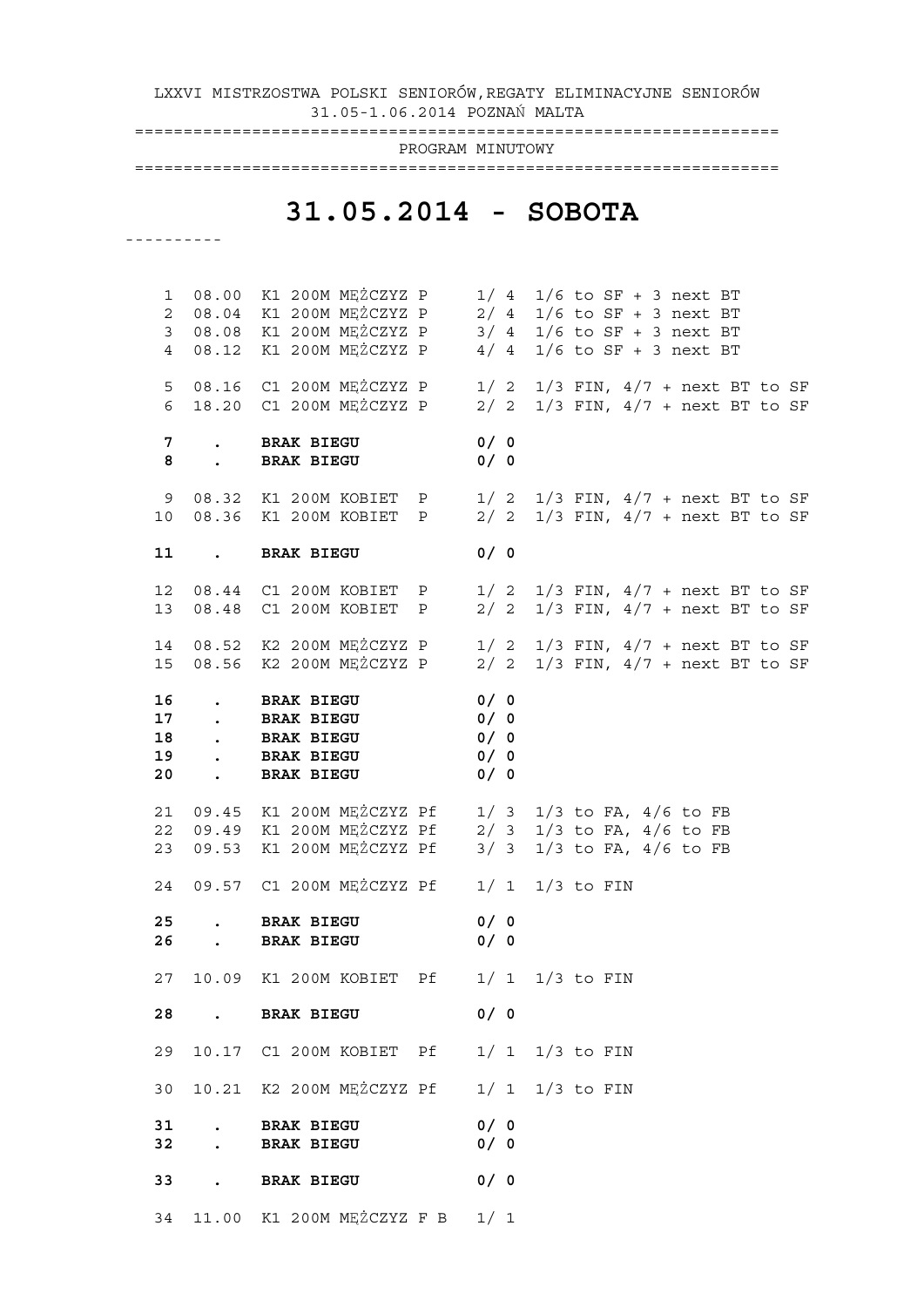LXXVI MISTRZOSTWA POLSKI SENIORÓW,REGATY ELIMINACYJNE SENIORÓW
31.05-1.06.2014 POZNAŃ MALTA

PROGRAM MINUTOWY

# 31.05.2014 - SOBOTA

| | | | | |
|---|---|---|---|---|
| 1 | 08.00 | K1 200M MĘŻCZYZ P | 1/ 4 | 1/6 to SF + 3 next BT |
| 2 | 08.04 | K1 200M MĘŻCZYZ P | 2/ 4 | 1/6 to SF + 3 next BT |
| 3 | 08.08 | K1 200M MĘŻCZYZ P | 3/ 4 | 1/6 to SF + 3 next BT |
| 4 | 08.12 | K1 200M MĘŻCZYZ P | 4/ 4 | 1/6 to SF + 3 next BT |
| 5 | 08.16 | C1 200M MĘŻCZYZ P | 1/ 2 | 1/3 FIN, 4/7 + next BT to SF |
| 6 | 18.20 | C1 200M MĘŻCZYZ P | 2/ 2 | 1/3 FIN, 4/7 + next BT to SF |
| **7** | **.** | **BRAK BIEGU** | **0/ 0** | |
| **8** | **.** | **BRAK BIEGU** | **0/ 0** | |
| 9 | 08.32 | K1 200M KOBIET P | 1/ 2 | 1/3 FIN, 4/7 + next BT to SF |
| 10 | 08.36 | K1 200M KOBIET P | 2/ 2 | 1/3 FIN, 4/7 + next BT to SF |
| **11** | **.** | **BRAK BIEGU** | **0/ 0** | |
| 12 | 08.44 | C1 200M KOBIET P | 1/ 2 | 1/3 FIN, 4/7 + next BT to SF |
| 13 | 08.48 | C1 200M KOBIET P | 2/ 2 | 1/3 FIN, 4/7 + next BT to SF |
| 14 | 08.52 | K2 200M MĘŻCZYZ P | 1/ 2 | 1/3 FIN, 4/7 + next BT to SF |
| 15 | 08.56 | K2 200M MĘŻCZYZ P | 2/ 2 | 1/3 FIN, 4/7 + next BT to SF |
| **16** | **.** | **BRAK BIEGU** | **0/ 0** | |
| **17** | **.** | **BRAK BIEGU** | **0/ 0** | |
| **18** | **.** | **BRAK BIEGU** | **0/ 0** | |
| **19** | **.** | **BRAK BIEGU** | **0/ 0** | |
| **20** | **.** | **BRAK BIEGU** | **0/ 0** | |
| 21 | 09.45 | K1 200M MĘŻCZYZ Pf | 1/ 3 | 1/3 to FA, 4/6 to FB |
| 22 | 09.49 | K1 200M MĘŻCZYZ Pf | 2/ 3 | 1/3 to FA, 4/6 to FB |
| 23 | 09.53 | K1 200M MĘŻCZYZ Pf | 3/ 3 | 1/3 to FA, 4/6 to FB |
| 24 | 09.57 | C1 200M MĘŻCZYZ Pf | 1/ 1 | 1/3 to FIN |
| **25** | **.** | **BRAK BIEGU** | **0/ 0** | |
| **26** | **.** | **BRAK BIEGU** | **0/ 0** | |
| 27 | 10.09 | K1 200M KOBIET Pf | 1/ 1 | 1/3 to FIN |
| **28** | **.** | **BRAK BIEGU** | **0/ 0** | |
| 29 | 10.17 | C1 200M KOBIET Pf | 1/ 1 | 1/3 to FIN |
| 30 | 10.21 | K2 200M MĘŻCZYZ Pf | 1/ 1 | 1/3 to FIN |
| **31** | **.** | **BRAK BIEGU** | **0/ 0** | |
| **32** | **.** | **BRAK BIEGU** | **0/ 0** | |
| **33** | **.** | **BRAK BIEGU** | **0/ 0** | |
| 34 | 11.00 | K1 200M MĘŻCZYZ F B | 1/ 1 | |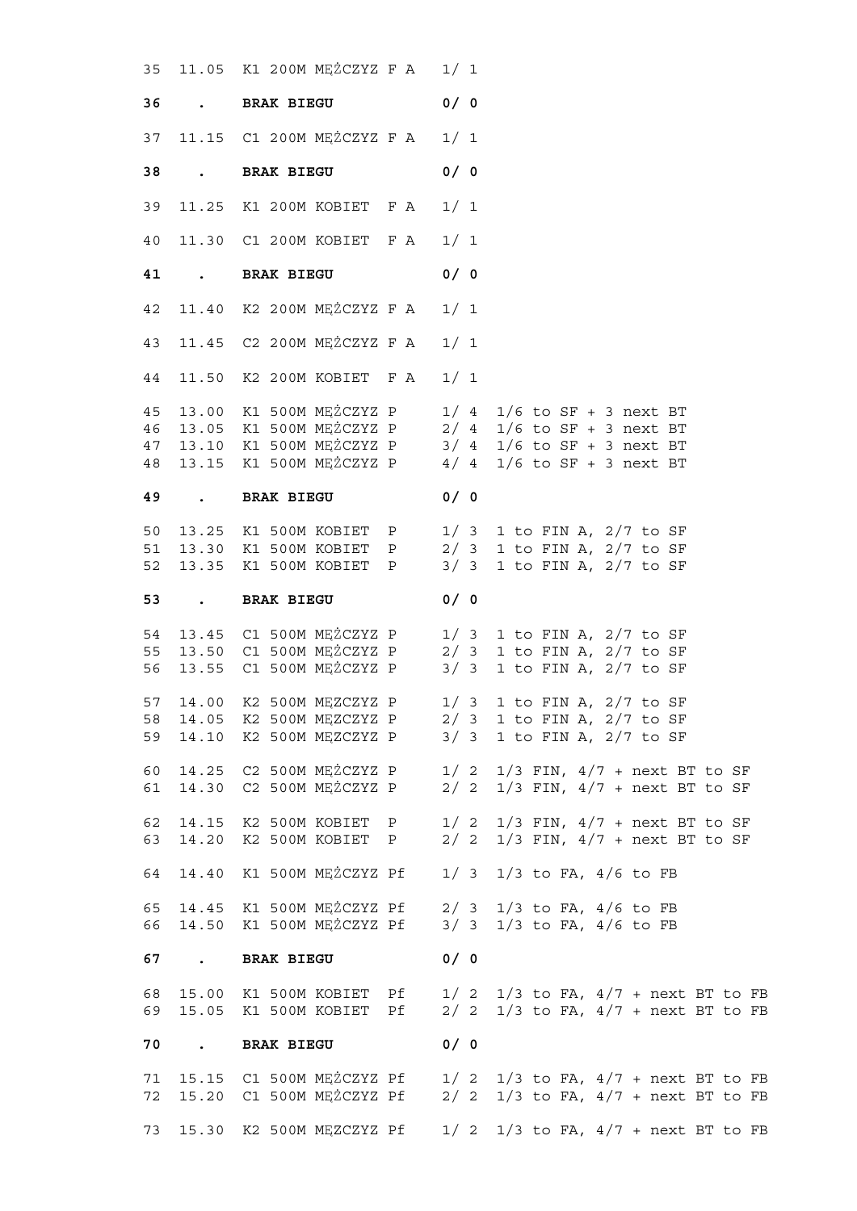| | | | | |
|---|---|---|---|---|
| 35 | 11.05 | K1 200M MĘŻCZYZ F A | 1/ 1 | |
| **36** | **.** | **BRAK BIEGU** | **0/ 0** | |
| 37 | 11.15 | C1 200M MĘŻCZYZ F A | 1/ 1 | |
| **38** | **.** | **BRAK BIEGU** | **0/ 0** | |
| 39 | 11.25 | K1 200M KOBIET F A | 1/ 1 | |
| 40 | 11.30 | C1 200M KOBIET F A | 1/ 1 | |
| **41** | **.** | **BRAK BIEGU** | **0/ 0** | |
| 42 | 11.40 | K2 200M MĘŻCZYZ F A | 1/ 1 | |
| 43 | 11.45 | C2 200M MĘŻCZYZ F A | 1/ 1 | |
| 44 | 11.50 | K2 200M KOBIET F A | 1/ 1 | |
| 45 | 13.00 | K1 500M MĘŻCZYZ P | 1/ 4 | 1/6 to SF + 3 next BT |
| 46 | 13.05 | K1 500M MĘŻCZYZ P | 2/ 4 | 1/6 to SF + 3 next BT |
| 47 | 13.10 | K1 500M MĘŻCZYZ P | 3/ 4 | 1/6 to SF + 3 next BT |
| 48 | 13.15 | K1 500M MĘŻCZYZ P | 4/ 4 | 1/6 to SF + 3 next BT |
| **49** | **.** | **BRAK BIEGU** | **0/ 0** | |
| 50 | 13.25 | K1 500M KOBIET P | 1/ 3 | 1 to FIN A, 2/7 to SF |
| 51 | 13.30 | K1 500M KOBIET P | 2/ 3 | 1 to FIN A, 2/7 to SF |
| 52 | 13.35 | K1 500M KOBIET P | 3/ 3 | 1 to FIN A, 2/7 to SF |
| **53** | **.** | **BRAK BIEGU** | **0/ 0** | |
| 54 | 13.45 | C1 500M MĘŻCZYZ P | 1/ 3 | 1 to FIN A, 2/7 to SF |
| 55 | 13.50 | C1 500M MĘŻCZYZ P | 2/ 3 | 1 to FIN A, 2/7 to SF |
| 56 | 13.55 | C1 500M MĘŻCZYZ P | 3/ 3 | 1 to FIN A, 2/7 to SF |
| 57 | 14.00 | K2 500M MĘZCZYZ P | 1/ 3 | 1 to FIN A, 2/7 to SF |
| 58 | 14.05 | K2 500M MĘZCZYZ P | 2/ 3 | 1 to FIN A, 2/7 to SF |
| 59 | 14.10 | K2 500M MĘZCZYZ P | 3/ 3 | 1 to FIN A, 2/7 to SF |
| 60 | 14.25 | C2 500M MĘŻCZYZ P | 1/ 2 | 1/3 FIN, 4/7 + next BT to SF |
| 61 | 14.30 | C2 500M MĘŻCZYZ P | 2/ 2 | 1/3 FIN, 4/7 + next BT to SF |
| 62 | 14.15 | K2 500M KOBIET P | 1/ 2 | 1/3 FIN, 4/7 + next BT to SF |
| 63 | 14.20 | K2 500M KOBIET P | 2/ 2 | 1/3 FIN, 4/7 + next BT to SF |
| 64 | 14.40 | K1 500M MĘŻCZYZ Pf | 1/ 3 | 1/3 to FA, 4/6 to FB |
| 65 | 14.45 | K1 500M MĘŻCZYZ Pf | 2/ 3 | 1/3 to FA, 4/6 to FB |
| 66 | 14.50 | K1 500M MĘŻCZYZ Pf | 3/ 3 | 1/3 to FA, 4/6 to FB |
| **67** | **.** | **BRAK BIEGU** | **0/ 0** | |
| 68 | 15.00 | K1 500M KOBIET Pf | 1/ 2 | 1/3 to FA, 4/7 + next BT to FB |
| 69 | 15.05 | K1 500M KOBIET Pf | 2/ 2 | 1/3 to FA, 4/7 + next BT to FB |
| **70** | **.** | **BRAK BIEGU** | **0/ 0** | |
| 71 | 15.15 | C1 500M MĘŻCZYZ Pf | 1/ 2 | 1/3 to FA, 4/7 + next BT to FB |
| 72 | 15.20 | C1 500M MĘŻCZYZ Pf | 2/ 2 | 1/3 to FA, 4/7 + next BT to FB |
| 73 | 15.30 | K2 500M MĘZCZYZ Pf | 1/ 2 | 1/3 to FA, 4/7 + next BT to FB |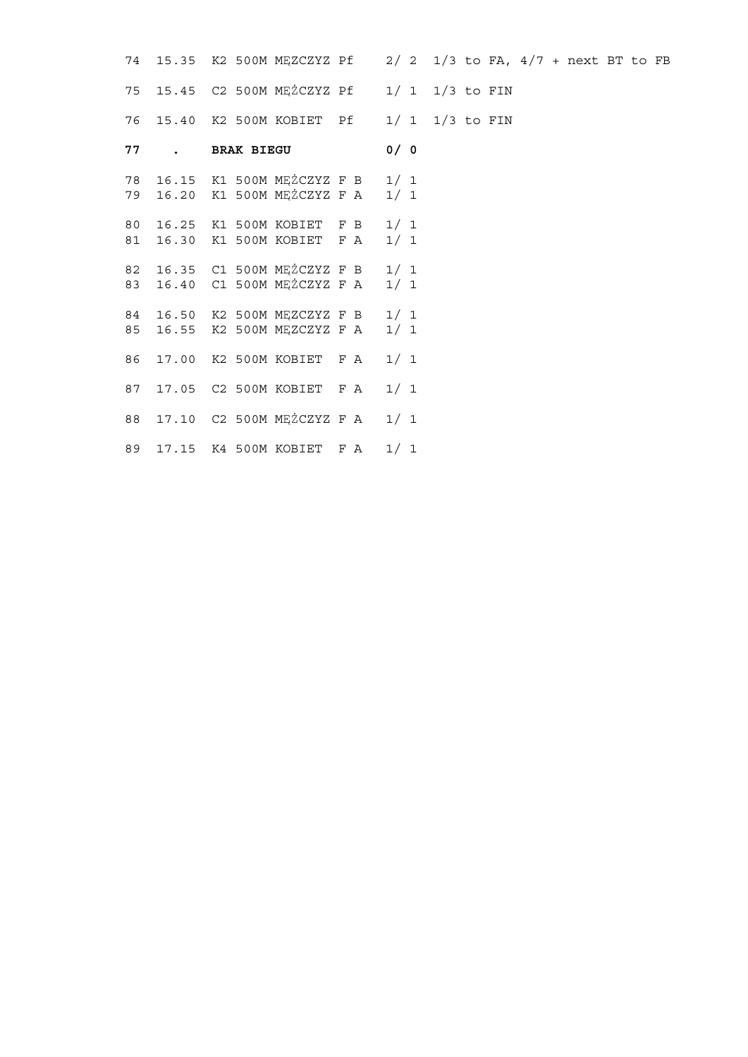```
74  15.35  K2 500M MĘZCZYZ Pf     2/ 2  1/3 to FA, 4/7 + next BT to FB

75  15.45  C2 500M MĘŻCZYZ Pf     1/ 1  1/3 to FIN

76  15.40  K2 500M KOBIET  Pf     1/ 1  1/3 to FIN
```

**77 . BRAK BIEGU 0/ 0**

```
78  16.15  K1 500M MĘŻCZYZ F B    1/ 1
79  16.20  K1 500M MĘŻCZYZ F A    1/ 1

80  16.25  K1 500M KOBIET  F B    1/ 1
81  16.30  K1 500M KOBIET  F A    1/ 1

82  16.35  C1 500M MĘŻCZYZ F B    1/ 1
83  16.40  C1 500M MĘŻCZYZ F A    1/ 1

84  16.50  K2 500M MĘZCZYZ F B    1/ 1
85  16.55  K2 500M MĘZCZYZ F A    1/ 1

86  17.00  K2 500M KOBIET  F A    1/ 1

87  17.05  C2 500M KOBIET  F A    1/ 1

88  17.10  C2 500M MĘŻCZYZ F A    1/ 1

89  17.15  K4 500M KOBIET  F A    1/ 1
```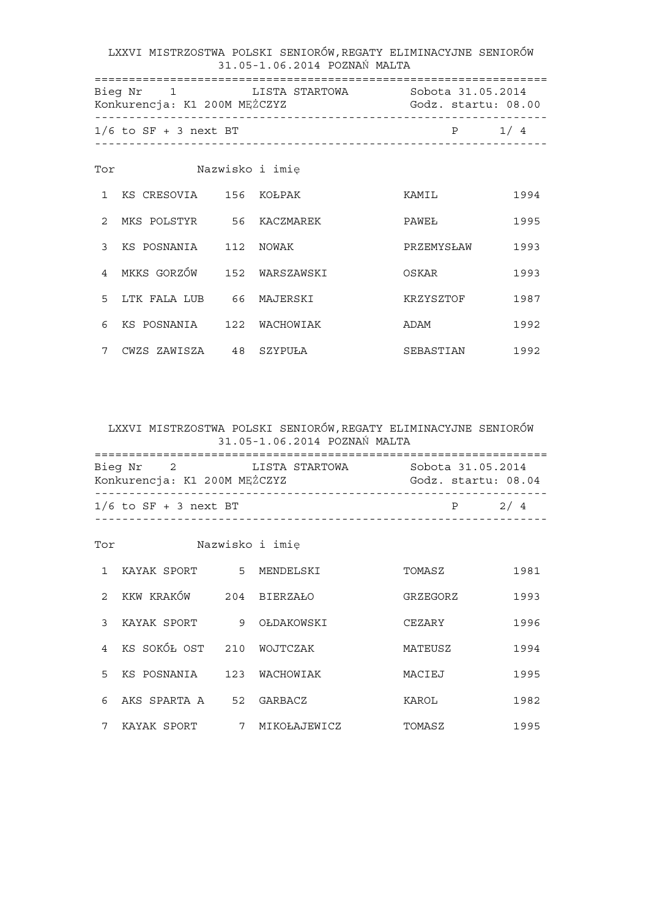LXXVI MISTRZOSTWA POLSKI SENIORÓW,REGATY ELIMINACYJNE SENIORÓW
31.05-1.06.2014 POZNAŃ MALTA

Bieg Nr 1 LISTA STARTOWA Sobota 31.05.2014
Konkurencja: K1 200M MĘŻCZYZ Godz. startu: 08.00

1/6 to SF + 3 next BT P 1/ 4

| Tor | | | Nazwisko i imię | | |
|---|---|---|---|---|---|
| 1 | KS CRESOVIA | 156 | KOŁPAK | KAMIL | 1994 |
| 2 | MKS POLSTYR | 56 | KACZMAREK | PAWEŁ | 1995 |
| 3 | KS POSNANIA | 112 | NOWAK | PRZEMYSŁAW | 1993 |
| 4 | MKKS GORZÓW | 152 | WARSZAWSKI | OSKAR | 1993 |
| 5 | LTK FALA LUB | 66 | MAJERSKI | KRZYSZTOF | 1987 |
| 6 | KS POSNANIA | 122 | WACHOWIAK | ADAM | 1992 |
| 7 | CWZS ZAWISZA | 48 | SZYPUŁA | SEBASTIAN | 1992 |

LXXVI MISTRZOSTWA POLSKI SENIORÓW,REGATY ELIMINACYJNE SENIORÓW
31.05-1.06.2014 POZNAŃ MALTA

Bieg Nr 2 LISTA STARTOWA Sobota 31.05.2014
Konkurencja: K1 200M MĘŻCZYZ Godz. startu: 08.04

1/6 to SF + 3 next BT P 2/ 4

| Tor | | | Nazwisko i imię | | |
|---|---|---|---|---|---|
| 1 | KAYAK SPORT | 5 | MENDELSKI | TOMASZ | 1981 |
| 2 | KKW KRAKÓW | 204 | BIERZAŁO | GRZEGORZ | 1993 |
| 3 | KAYAK SPORT | 9 | OŁDAKOWSKI | CEZARY | 1996 |
| 4 | KS SOKÓŁ OST | 210 | WOJTCZAK | MATEUSZ | 1994 |
| 5 | KS POSNANIA | 123 | WACHOWIAK | MACIEJ | 1995 |
| 6 | AKS SPARTA A | 52 | GARBACZ | KAROL | 1982 |
| 7 | KAYAK SPORT | 7 | MIKOŁAJEWICZ | TOMASZ | 1995 |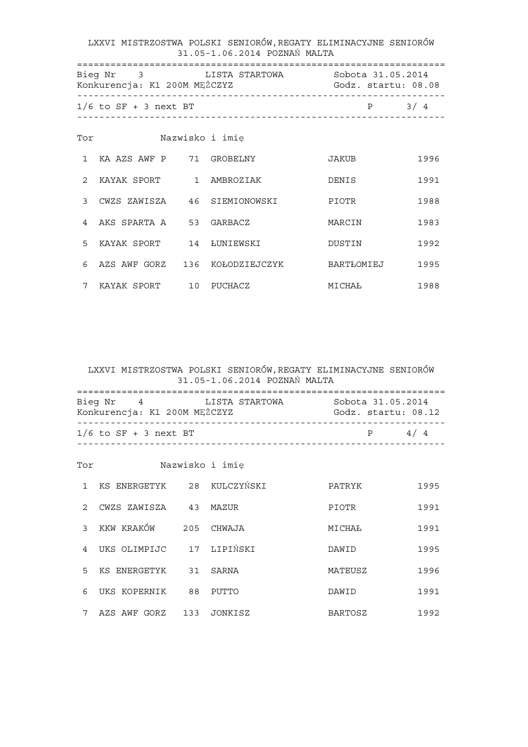LXXVI MISTRZOSTWA POLSKI SENIORÓW,REGATY ELIMINACYJNE SENIORÓW
31.05-1.06.2014 POZNAŃ MALTA

Bieg Nr 3 LISTA STARTOWA Sobota 31.05.2014
Konkurencja: K1 200M MĘŻCZYZ Godz. startu: 08.08

1/6 to SF + 3 next BT P 3/ 4

| Tor | | | Nazwisko i imię | | |
|---|---|---|---|---|---|
| 1 | KA AZS AWF P | 71 | GROBELNY | JAKUB | 1996 |
| 2 | KAYAK SPORT | 1 | AMBROZIAK | DENIS | 1991 |
| 3 | CWZS ZAWISZA | 46 | SIEMIONOWSKI | PIOTR | 1988 |
| 4 | AKS SPARTA A | 53 | GARBACZ | MARCIN | 1983 |
| 5 | KAYAK SPORT | 14 | ŁUNIEWSKI | DUSTIN | 1992 |
| 6 | AZS AWF GORZ | 136 | KOŁODZIEJCZYK | BARTŁOMIEJ | 1995 |
| 7 | KAYAK SPORT | 10 | PUCHACZ | MICHAŁ | 1988 |

LXXVI MISTRZOSTWA POLSKI SENIORÓW,REGATY ELIMINACYJNE SENIORÓW
31.05-1.06.2014 POZNAŃ MALTA

Bieg Nr 4 LISTA STARTOWA Sobota 31.05.2014
Konkurencja: K1 200M MĘŻCZYZ Godz. startu: 08.12

1/6 to SF + 3 next BT P 4/ 4

| Tor | | | Nazwisko i imię | | |
|---|---|---|---|---|---|
| 1 | KS ENERGETYK | 28 | KULCZYŃSKI | PATRYK | 1995 |
| 2 | CWZS ZAWISZA | 43 | MAZUR | PIOTR | 1991 |
| 3 | KKW KRAKÓW | 205 | CHWAJA | MICHAŁ | 1991 |
| 4 | UKS OLIMPIJC | 17 | LIPIŃSKI | DAWID | 1995 |
| 5 | KS ENERGETYK | 31 | SARNA | MATEUSZ | 1996 |
| 6 | UKS KOPERNIK | 88 | PUTTO | DAWID | 1991 |
| 7 | AZS AWF GORZ | 133 | JONKISZ | BARTOSZ | 1992 |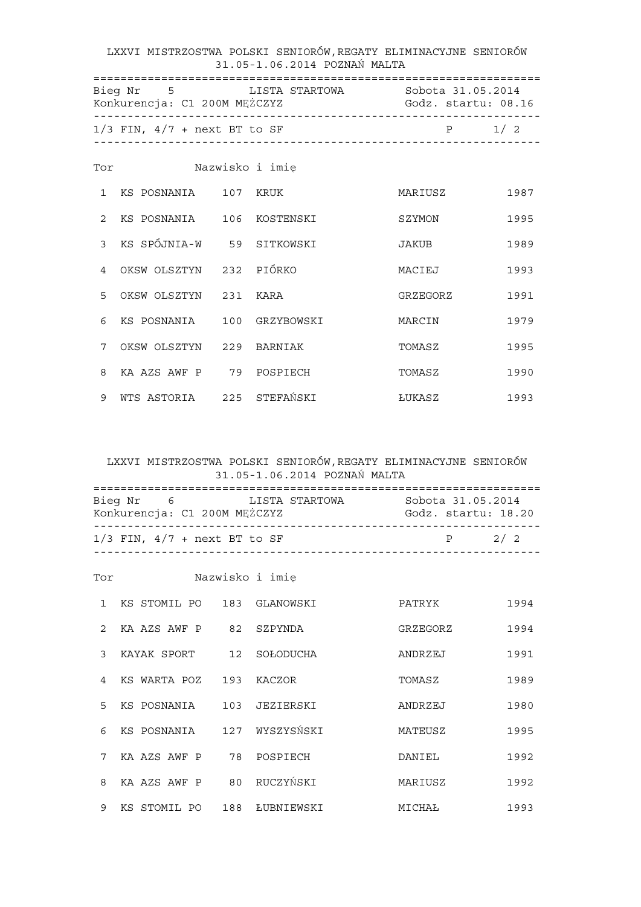LXXVI MISTRZOSTWA POLSKI SENIORÓW,REGATY ELIMINACYJNE SENIORÓW
31.05-1.06.2014 POZNAŃ MALTA

Bieg Nr 5 LISTA STARTOWA Sobota 31.05.2014
Konkurencja: C1 200M MĘŻCZYZ Godz. startu: 08.16

1/3 FIN, 4/7 + next BT to SF P 1/ 2

| Tor | | | Nazwisko i imię | | |
|---|---|---|---|---|---|
| 1 | KS POSNANIA | 107 | KRUK | MARIUSZ | 1987 |
| 2 | KS POSNANIA | 106 | KOSTENSKI | SZYMON | 1995 |
| 3 | KS SPÓJNIA-W | 59 | SITKOWSKI | JAKUB | 1989 |
| 4 | OKSW OLSZTYN | 232 | PIÓRKO | MACIEJ | 1993 |
| 5 | OKSW OLSZTYN | 231 | KARA | GRZEGORZ | 1991 |
| 6 | KS POSNANIA | 100 | GRZYBOWSKI | MARCIN | 1979 |
| 7 | OKSW OLSZTYN | 229 | BARNIAK | TOMASZ | 1995 |
| 8 | KA AZS AWF P | 79 | POSPIECH | TOMASZ | 1990 |
| 9 | WTS ASTORIA | 225 | STEFAŃSKI | ŁUKASZ | 1993 |

LXXVI MISTRZOSTWA POLSKI SENIORÓW,REGATY ELIMINACYJNE SENIORÓW
31.05-1.06.2014 POZNAŃ MALTA

Bieg Nr 6 LISTA STARTOWA Sobota 31.05.2014
Konkurencja: C1 200M MĘŻCZYZ Godz. startu: 18.20

1/3 FIN, 4/7 + next BT to SF P 2/ 2

| Tor | | | Nazwisko i imię | | |
|---|---|---|---|---|---|
| 1 | KS STOMIL PO | 183 | GLANOWSKI | PATRYK | 1994 |
| 2 | KA AZS AWF P | 82 | SZPYNDA | GRZEGORZ | 1994 |
| 3 | KAYAK SPORT | 12 | SOŁODUCHA | ANDRZEJ | 1991 |
| 4 | KS WARTA POZ | 193 | KACZOR | TOMASZ | 1989 |
| 5 | KS POSNANIA | 103 | JEZIERSKI | ANDRZEJ | 1980 |
| 6 | KS POSNANIA | 127 | WYSZYSŃSKI | MATEUSZ | 1995 |
| 7 | KA AZS AWF P | 78 | POSPIECH | DANIEL | 1992 |
| 8 | KA AZS AWF P | 80 | RUCZYŃSKI | MARIUSZ | 1992 |
| 9 | KS STOMIL PO | 188 | ŁUBNIEWSKI | MICHAŁ | 1993 |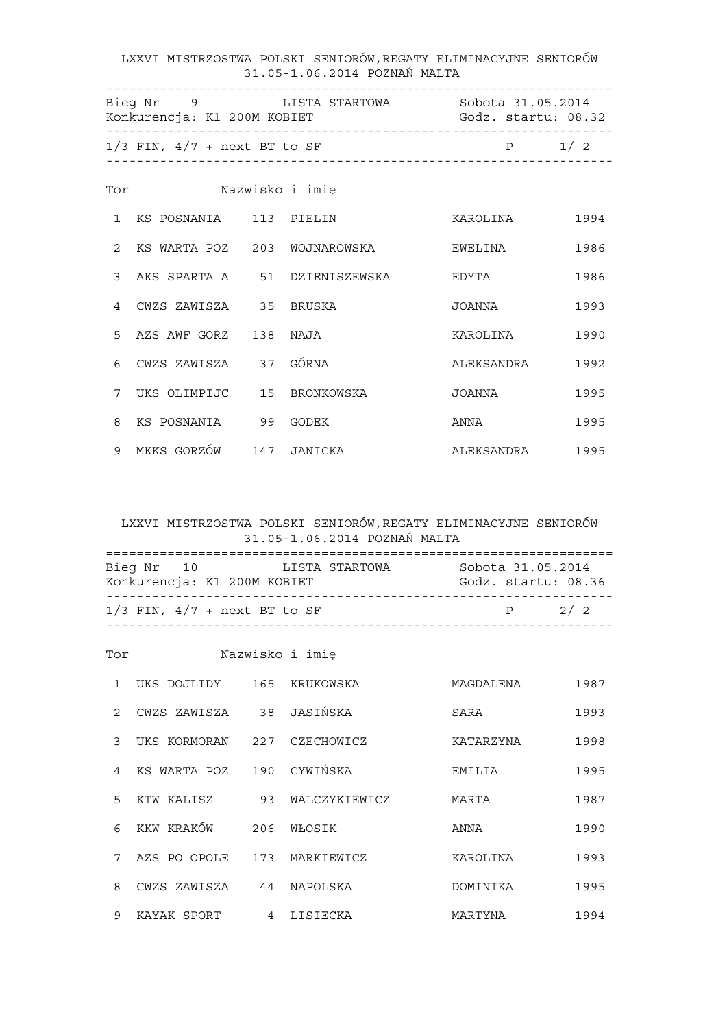LXXVI MISTRZOSTWA POLSKI SENIORÓW,REGATY ELIMINACYJNE SENIORÓW
31.05-1.06.2014 POZNAŃ MALTA

Bieg Nr 9 LISTA STARTOWA Sobota 31.05.2014
Konkurencja: K1 200M KOBIET Godz. startu: 08.32

1/3 FIN, 4/7 + next BT to SF P 1/ 2

| Tor | | | Nazwisko i imię | | |
|---|---|---|---|---|---|
| 1 | KS POSNANIA | 113 | PIELIN | KAROLINA | 1994 |
| 2 | KS WARTA POZ | 203 | WOJNAROWSKA | EWELINA | 1986 |
| 3 | AKS SPARTA A | 51 | DZIENISZEWSKA | EDYTA | 1986 |
| 4 | CWZS ZAWISZA | 35 | BRUSKA | JOANNA | 1993 |
| 5 | AZS AWF GORZ | 138 | NAJA | KAROLINA | 1990 |
| 6 | CWZS ZAWISZA | 37 | GÓRNA | ALEKSANDRA | 1992 |
| 7 | UKS OLIMPIJC | 15 | BRONKOWSKA | JOANNA | 1995 |
| 8 | KS POSNANIA | 99 | GODEK | ANNA | 1995 |
| 9 | MKKS GORZÓW | 147 | JANICKA | ALEKSANDRA | 1995 |

LXXVI MISTRZOSTWA POLSKI SENIORÓW,REGATY ELIMINACYJNE SENIORÓW
31.05-1.06.2014 POZNAŃ MALTA

Bieg Nr 10 LISTA STARTOWA Sobota 31.05.2014
Konkurencja: K1 200M KOBIET Godz. startu: 08.36

1/3 FIN, 4/7 + next BT to SF P 2/ 2

| Tor | | | Nazwisko i imię | | |
|---|---|---|---|---|---|
| 1 | UKS DOJLIDY | 165 | KRUKOWSKA | MAGDALENA | 1987 |
| 2 | CWZS ZAWISZA | 38 | JASIŃSKA | SARA | 1993 |
| 3 | UKS KORMORAN | 227 | CZECHOWICZ | KATARZYNA | 1998 |
| 4 | KS WARTA POZ | 190 | CYWIŃSKA | EMILIA | 1995 |
| 5 | KTW KALISZ | 93 | WALCZYKIEWICZ | MARTA | 1987 |
| 6 | KKW KRAKÓW | 206 | WŁOSIK | ANNA | 1990 |
| 7 | AZS PO OPOLE | 173 | MARKIEWICZ | KAROLINA | 1993 |
| 8 | CWZS ZAWISZA | 44 | NAPOLSKA | DOMINIKA | 1995 |
| 9 | KAYAK SPORT | 4 | LISIECKA | MARTYNA | 1994 |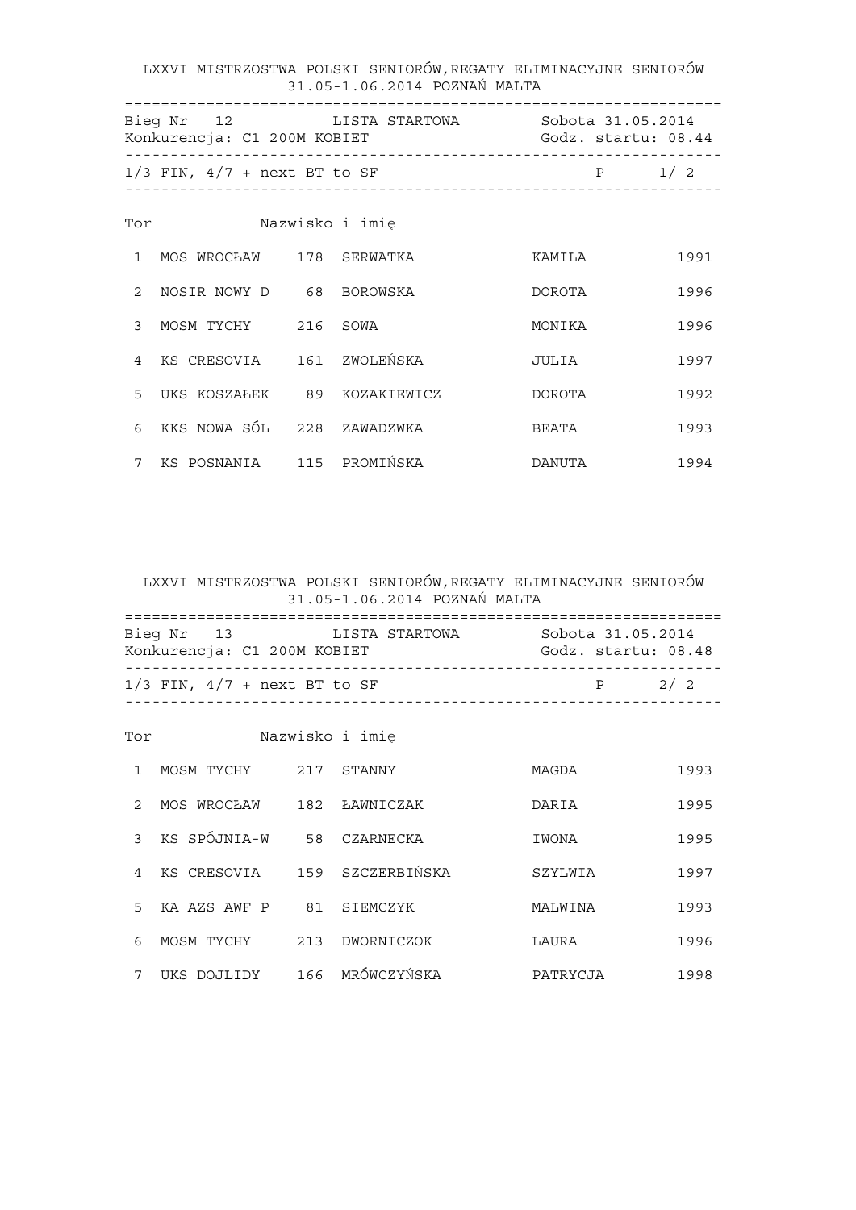LXXVI MISTRZOSTWA POLSKI SENIORÓW,REGATY ELIMINACYJNE SENIORÓW
31.05-1.06.2014 POZNAŃ MALTA

Bieg Nr 12 LISTA STARTOWA Sobota 31.05.2014
Konkurencja: C1 200M KOBIET Godz. startu: 08.44

1/3 FIN, 4/7 + next BT to SF P 1/ 2

| Tor | Nazwisko i imię | | | | |
|---|---|---|---|---|---|
| 1 | MOS WROCŁAW | 178 | SERWATKA | KAMILA | 1991 |
| 2 | NOSIR NOWY D | 68 | BOROWSKA | DOROTA | 1996 |
| 3 | MOSM TYCHY | 216 | SOWA | MONIKA | 1996 |
| 4 | KS CRESOVIA | 161 | ZWOLEŃSKA | JULIA | 1997 |
| 5 | UKS KOSZAŁEK | 89 | KOZAKIEWICZ | DOROTA | 1992 |
| 6 | KKS NOWA SÓL | 228 | ZAWADZWKA | BEATA | 1993 |
| 7 | KS POSNANIA | 115 | PROMIŃSKA | DANUTA | 1994 |

LXXVI MISTRZOSTWA POLSKI SENIORÓW,REGATY ELIMINACYJNE SENIORÓW
31.05-1.06.2014 POZNAŃ MALTA

Bieg Nr 13 LISTA STARTOWA Sobota 31.05.2014
Konkurencja: C1 200M KOBIET Godz. startu: 08.48

1/3 FIN, 4/7 + next BT to SF P 2/ 2

| Tor | Nazwisko i imię | | | | |
|---|---|---|---|---|---|
| 1 | MOSM TYCHY | 217 | STANNY | MAGDA | 1993 |
| 2 | MOS WROCŁAW | 182 | ŁAWNICZAK | DARIA | 1995 |
| 3 | KS SPÓJNIA-W | 58 | CZARNECKA | IWONA | 1995 |
| 4 | KS CRESOVIA | 159 | SZCZERBIŃSKA | SZYLWIA | 1997 |
| 5 | KA AZS AWF P | 81 | SIEMCZYK | MALWINA | 1993 |
| 6 | MOSM TYCHY | 213 | DWORNICZOK | LAURA | 1996 |
| 7 | UKS DOJLIDY | 166 | MRÓWCZYŃSKA | PATRYCJA | 1998 |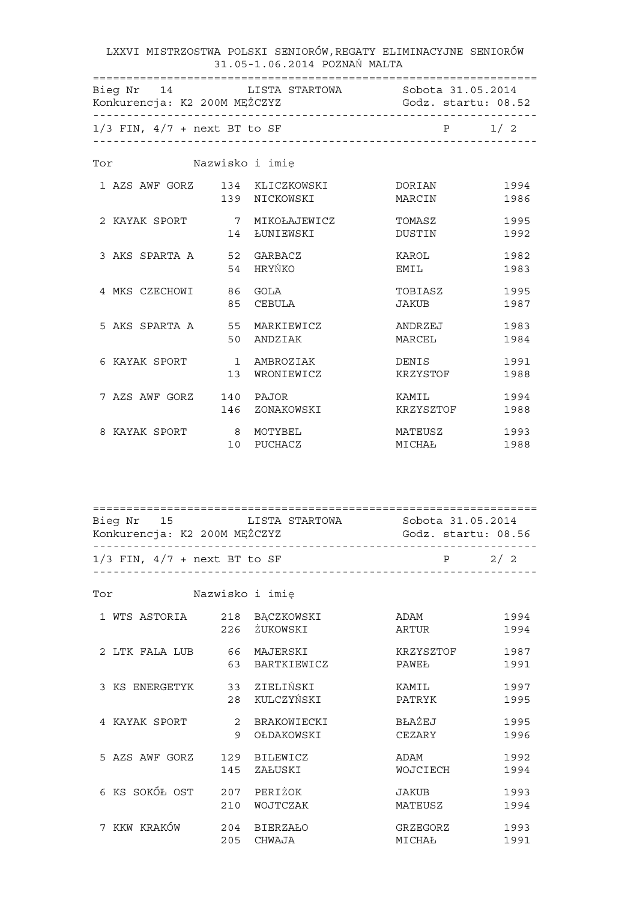LXXVI MISTRZOSTWA POLSKI SENIORÓW,REGATY ELIMINACYJNE SENIORÓW
31.05-1.06.2014 POZNAŃ MALTA

Bieg Nr 14 LISTA STARTOWA Sobota 31.05.2014
Konkurencja: K2 200M MĘŻCZYZ Godz. startu: 08.52

1/3 FIN, 4/7 + next BT to SF P 1/ 2

| Tor | | Nazwisko i imię | | | |
|---|---|---|---|---|---|
| 1 | AZS AWF GORZ | 134 | KLICZKOWSKI | DORIAN | 1994 |
| | | 139 | NICKOWSKI | MARCIN | 1986 |
| 2 | KAYAK SPORT | 7 | MIKOŁAJEWICZ | TOMASZ | 1995 |
| | | 14 | ŁUNIEWSKI | DUSTIN | 1992 |
| 3 | AKS SPARTA A | 52 | GARBACZ | KAROL | 1982 |
| | | 54 | HRYŃKO | EMIL | 1983 |
| 4 | MKS CZECHOWI | 86 | GOLA | TOBIASZ | 1995 |
| | | 85 | CEBULA | JAKUB | 1987 |
| 5 | AKS SPARTA A | 55 | MARKIEWICZ | ANDRZEJ | 1983 |
| | | 50 | ANDZIAK | MARCEL | 1984 |
| 6 | KAYAK SPORT | 1 | AMBROZIAK | DENIS | 1991 |
| | | 13 | WRONIEWICZ | KRZYSTOF | 1988 |
| 7 | AZS AWF GORZ | 140 | PAJOR | KAMIL | 1994 |
| | | 146 | ZONAKOWSKI | KRZYSZTOF | 1988 |
| 8 | KAYAK SPORT | 8 | MOTYBEL | MATEUSZ | 1993 |
| | | 10 | PUCHACZ | MICHAŁ | 1988 |

Bieg Nr 15 LISTA STARTOWA Sobota 31.05.2014
Konkurencja: K2 200M MĘŻCZYZ Godz. startu: 08.56

1/3 FIN, 4/7 + next BT to SF P 2/ 2

| Tor | | Nazwisko i imię | | | |
|---|---|---|---|---|---|
| 1 | WTS ASTORIA | 218 | BĄCZKOWSKI | ADAM | 1994 |
| | | 226 | ŻUKOWSKI | ARTUR | 1994 |
| 2 | LTK FALA LUB | 66 | MAJERSKI | KRZYSZTOF | 1987 |
| | | 63 | BARTKIEWICZ | PAWEŁ | 1991 |
| 3 | KS ENERGETYK | 33 | ZIELIŃSKI | KAMIL | 1997 |
| | | 28 | KULCZYŃSKI | PATRYK | 1995 |
| 4 | KAYAK SPORT | 2 | BRAKOWIECKI | BŁAŻEJ | 1995 |
| | | 9 | OŁDAKOWSKI | CEZARY | 1996 |
| 5 | AZS AWF GORZ | 129 | BILEWICZ | ADAM | 1992 |
| | | 145 | ZAŁUSKI | WOJCIECH | 1994 |
| 6 | KS SOKÓŁ OST | 207 | PERIŻOK | JAKUB | 1993 |
| | | 210 | WOJTCZAK | MATEUSZ | 1994 |
| 7 | KKW KRAKÓW | 204 | BIERZAŁO | GRZEGORZ | 1993 |
| | | 205 | CHWAJA | MICHAŁ | 1991 |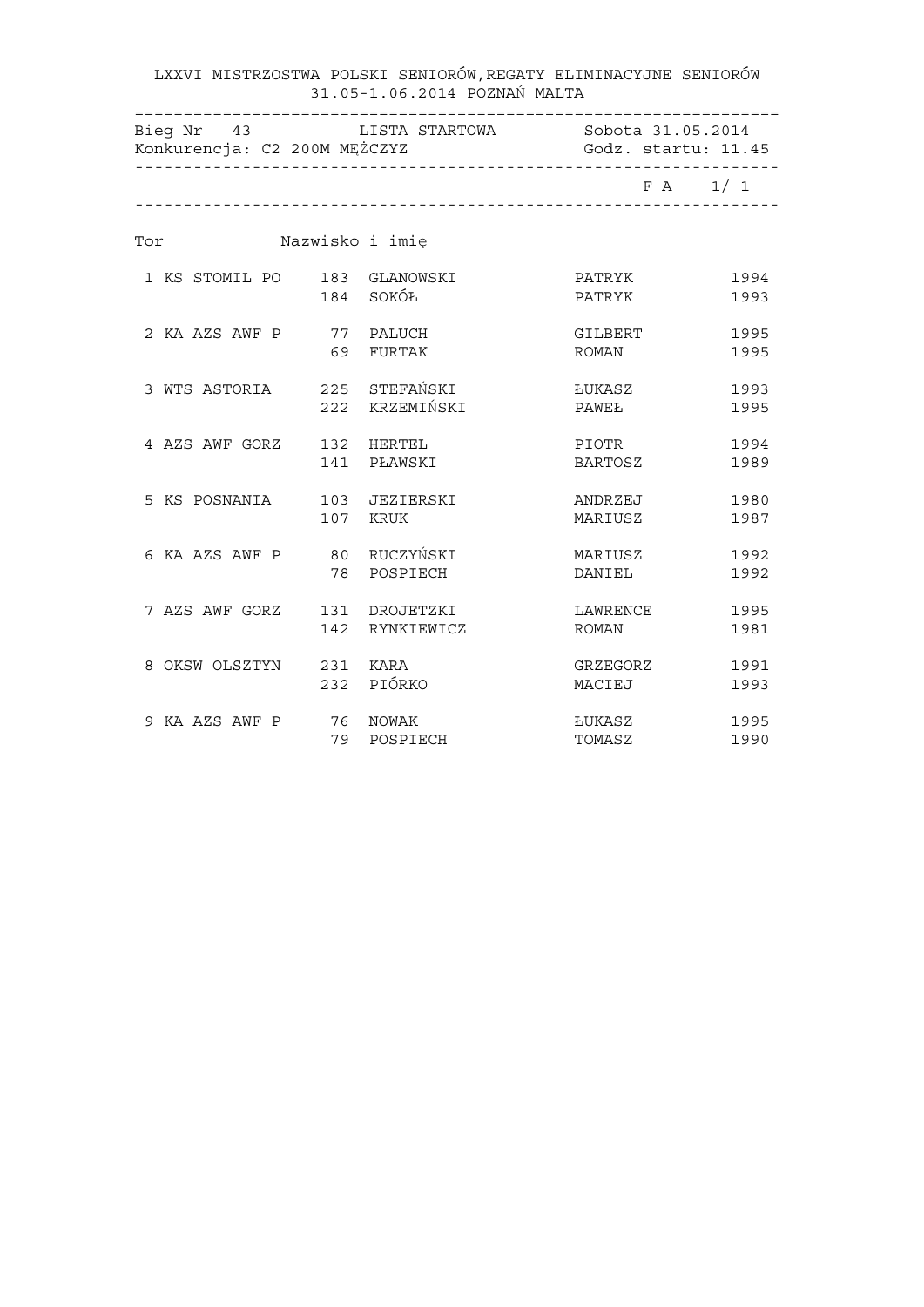LXXVI MISTRZOSTWA POLSKI SENIORÓW,REGATY ELIMINACYJNE SENIORÓW
31.05-1.06.2014 POZNAŃ MALTA

Bieg Nr 43 LISTA STARTOWA Sobota 31.05.2014
Konkurencja: C2 200M MĘŻCZYZ Godz. startu: 11.45

F A 1/ 1

| Tor | | | Nazwisko i imię | | |
|---|---|---|---|---|---|
| 1 | KS STOMIL PO | 183 | GLANOWSKI | PATRYK | 1994 |
| | | 184 | SOKÓŁ | PATRYK | 1993 |
| 2 | KA AZS AWF P | 77 | PALUCH | GILBERT | 1995 |
| | | 69 | FURTAK | ROMAN | 1995 |
| 3 | WTS ASTORIA | 225 | STEFAŃSKI | ŁUKASZ | 1993 |
| | | 222 | KRZEMIŃSKI | PAWEŁ | 1995 |
| 4 | AZS AWF GORZ | 132 | HERTEL | PIOTR | 1994 |
| | | 141 | PŁAWSKI | BARTOSZ | 1989 |
| 5 | KS POSNANIA | 103 | JEZIERSKI | ANDRZEJ | 1980 |
| | | 107 | KRUK | MARIUSZ | 1987 |
| 6 | KA AZS AWF P | 80 | RUCZYŃSKI | MARIUSZ | 1992 |
| | | 78 | POSPIECH | DANIEL | 1992 |
| 7 | AZS AWF GORZ | 131 | DROJETZKI | LAWRENCE | 1995 |
| | | 142 | RYNKIEWICZ | ROMAN | 1981 |
| 8 | OKSW OLSZTYN | 231 | KARA | GRZEGORZ | 1991 |
| | | 232 | PIÓRKO | MACIEJ | 1993 |
| 9 | KA AZS AWF P | 76 | NOWAK | ŁUKASZ | 1995 |
| | | 79 | POSPIECH | TOMASZ | 1990 |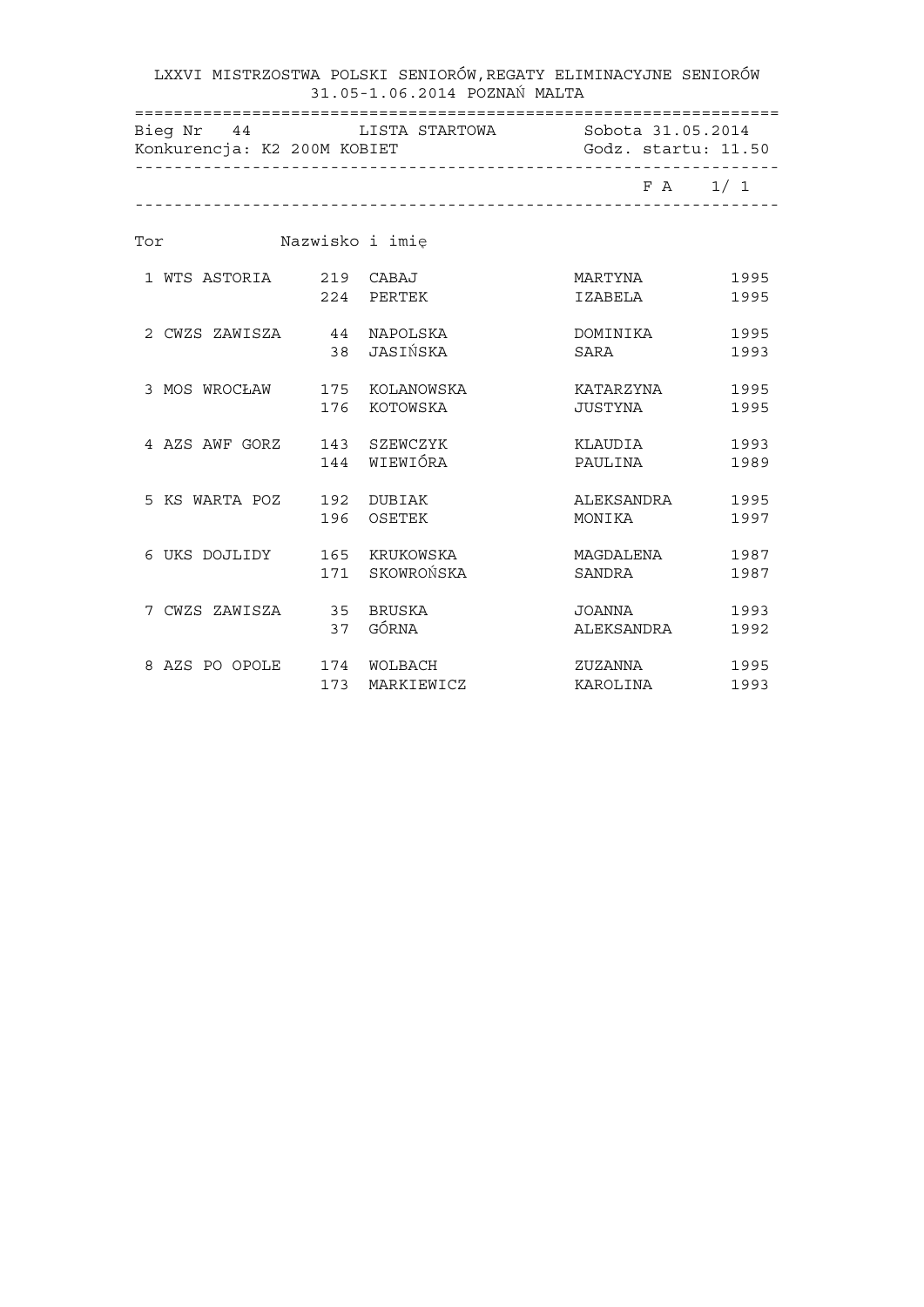LXXVI MISTRZOSTWA POLSKI SENIORÓW,REGATY ELIMINACYJNE SENIORÓW
31.05-1.06.2014 POZNAŃ MALTA

Bieg Nr 44 LISTA STARTOWA Sobota 31.05.2014
Konkurencja: K2 200M KOBIET Godz. startu: 11.50

F A 1/ 1

| Tor | | Nazwisko i imię | | | |
|---|---|---|---|---|---|
| 1 | WTS ASTORIA | 219 | CABAJ | MARTYNA | 1995 |
| | | 224 | PERTEK | IZABELA | 1995 |
| 2 | CWZS ZAWISZA | 44 | NAPOLSKA | DOMINIKA | 1995 |
| | | 38 | JASIŃSKA | SARA | 1993 |
| 3 | MOS WROCŁAW | 175 | KOLANOWSKA | KATARZYNA | 1995 |
| | | 176 | KOTOWSKA | JUSTYNA | 1995 |
| 4 | AZS AWF GORZ | 143 | SZEWCZYK | KLAUDIA | 1993 |
| | | 144 | WIEWIÓRA | PAULINA | 1989 |
| 5 | KS WARTA POZ | 192 | DUBIAK | ALEKSANDRA | 1995 |
| | | 196 | OSETEK | MONIKA | 1997 |
| 6 | UKS DOJLIDY | 165 | KRUKOWSKA | MAGDALENA | 1987 |
| | | 171 | SKOWROŃSKA | SANDRA | 1987 |
| 7 | CWZS ZAWISZA | 35 | BRUSKA | JOANNA | 1993 |
| | | 37 | GÓRNA | ALEKSANDRA | 1992 |
| 8 | AZS PO OPOLE | 174 | WOLBACH | ZUZANNA | 1995 |
| | | 173 | MARKIEWICZ | KAROLINA | 1993 |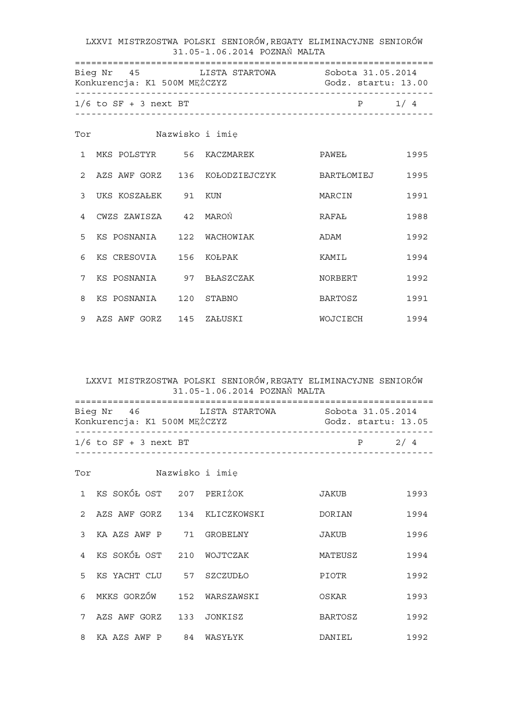LXXVI MISTRZOSTWA POLSKI SENIORÓW,REGATY ELIMINACYJNE SENIORÓW
31.05-1.06.2014 POZNAŃ MALTA

Bieg Nr 45 LISTA STARTOWA Sobota 31.05.2014
Konkurencja: K1 500M MĘŻCZYZ Godz. startu: 13.00

1/6 to SF + 3 next BT P 1/ 4

| Tor | | | Nazwisko i imię | | |
|---|---|---|---|---|---|
| 1 | MKS POLSTYR | 56 | KACZMAREK | PAWEŁ | 1995 |
| 2 | AZS AWF GORZ | 136 | KOŁODZIEJCZYK | BARTŁOMIEJ | 1995 |
| 3 | UKS KOSZAŁEK | 91 | KUN | MARCIN | 1991 |
| 4 | CWZS ZAWISZA | 42 | MAROŃ | RAFAŁ | 1988 |
| 5 | KS POSNANIA | 122 | WACHOWIAK | ADAM | 1992 |
| 6 | KS CRESOVIA | 156 | KOŁPAK | KAMIL | 1994 |
| 7 | KS POSNANIA | 97 | BŁASZCZAK | NORBERT | 1992 |
| 8 | KS POSNANIA | 120 | STABNO | BARTOSZ | 1991 |
| 9 | AZS AWF GORZ | 145 | ZAŁUSKI | WOJCIECH | 1994 |

LXXVI MISTRZOSTWA POLSKI SENIORÓW,REGATY ELIMINACYJNE SENIORÓW
31.05-1.06.2014 POZNAŃ MALTA

Bieg Nr 46 LISTA STARTOWA Sobota 31.05.2014
Konkurencja: K1 500M MĘŻCZYZ Godz. startu: 13.05

1/6 to SF + 3 next BT P 2/ 4

| Tor | | | Nazwisko i imię | | |
|---|---|---|---|---|---|
| 1 | KS SOKÓŁ OST | 207 | PERIŻOK | JAKUB | 1993 |
| 2 | AZS AWF GORZ | 134 | KLICZKOWSKI | DORIAN | 1994 |
| 3 | KA AZS AWF P | 71 | GROBELNY | JAKUB | 1996 |
| 4 | KS SOKÓŁ OST | 210 | WOJTCZAK | MATEUSZ | 1994 |
| 5 | KS YACHT CLU | 57 | SZCZUDŁO | PIOTR | 1992 |
| 6 | MKKS GORZÓW | 152 | WARSZAWSKI | OSKAR | 1993 |
| 7 | AZS AWF GORZ | 133 | JONKISZ | BARTOSZ | 1992 |
| 8 | KA AZS AWF P | 84 | WASYŁYK | DANIEL | 1992 |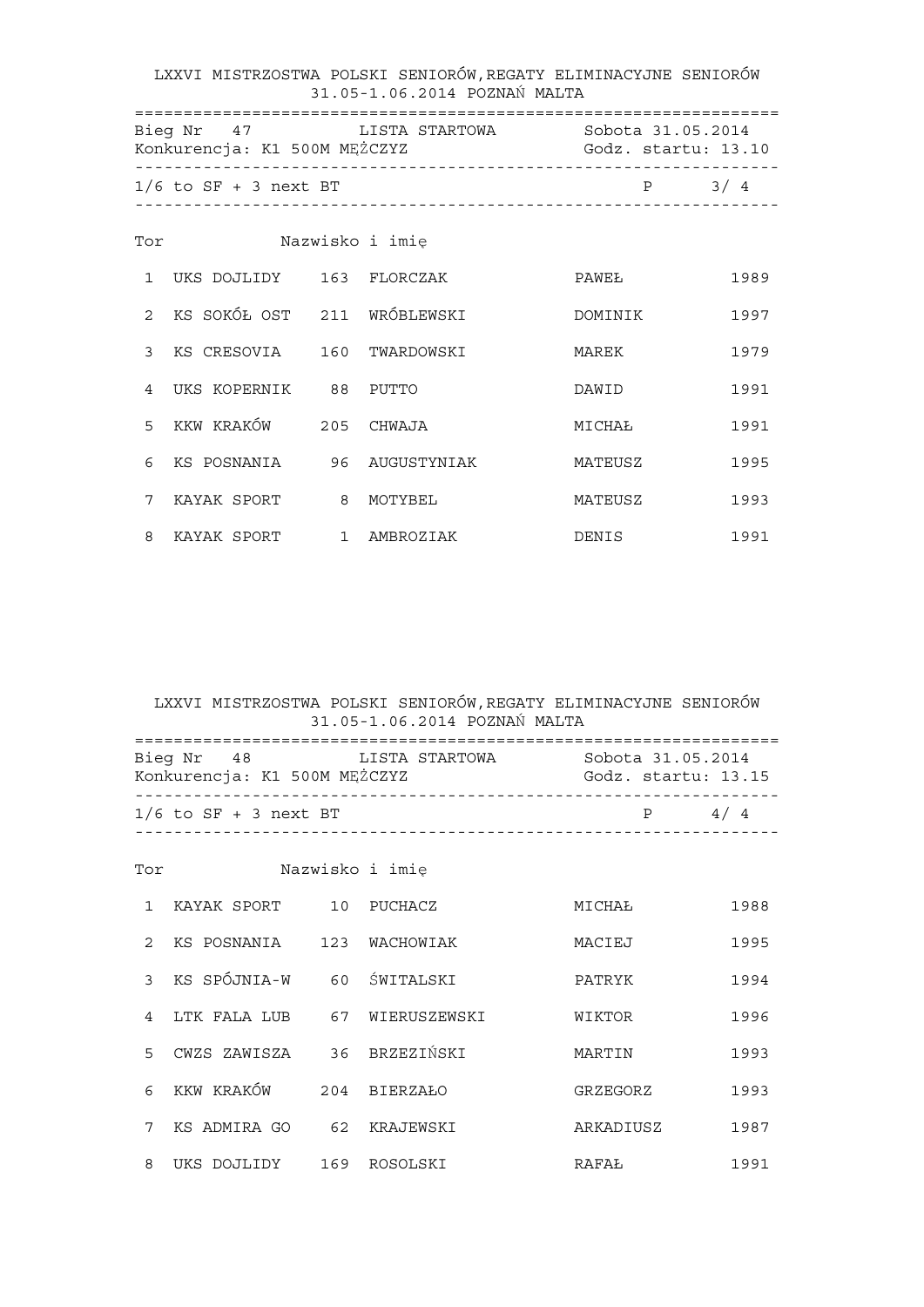LXXVI MISTRZOSTWA POLSKI SENIORÓW,REGATY ELIMINACYJNE SENIORÓW
31.05-1.06.2014 POZNAŃ MALTA

Bieg Nr 47 LISTA STARTOWA Sobota 31.05.2014
Konkurencja: K1 500M MĘŻCZYZ Godz. startu: 13.10

1/6 to SF + 3 next BT P 3/ 4

| Tor | Klub | Nr | Nazwisko i imię | | Rok |
|---|---|---|---|---|---|
| 1 | UKS DOJLIDY | 163 | FLORCZAK | PAWEŁ | 1989 |
| 2 | KS SOKÓŁ OST | 211 | WRÓBLEWSKI | DOMINIK | 1997 |
| 3 | KS CRESOVIA | 160 | TWARDOWSKI | MAREK | 1979 |
| 4 | UKS KOPERNIK | 88 | PUTTO | DAWID | 1991 |
| 5 | KKW KRAKÓW | 205 | CHWAJA | MICHAŁ | 1991 |
| 6 | KS POSNANIA | 96 | AUGUSTYNIAK | MATEUSZ | 1995 |
| 7 | KAYAK SPORT | 8 | MOTYBEL | MATEUSZ | 1993 |
| 8 | KAYAK SPORT | 1 | AMBROZIAK | DENIS | 1991 |

LXXVI MISTRZOSTWA POLSKI SENIORÓW,REGATY ELIMINACYJNE SENIORÓW
31.05-1.06.2014 POZNAŃ MALTA

Bieg Nr 48 LISTA STARTOWA Sobota 31.05.2014
Konkurencja: K1 500M MĘŻCZYZ Godz. startu: 13.15

1/6 to SF + 3 next BT P 4/ 4

| Tor | Klub | Nr | Nazwisko i imię | | Rok |
|---|---|---|---|---|---|
| 1 | KAYAK SPORT | 10 | PUCHACZ | MICHAŁ | 1988 |
| 2 | KS POSNANIA | 123 | WACHOWIAK | MACIEJ | 1995 |
| 3 | KS SPÓJNIA-W | 60 | ŚWITALSKI | PATRYK | 1994 |
| 4 | LTK FALA LUB | 67 | WIERUSZEWSKI | WIKTOR | 1996 |
| 5 | CWZS ZAWISZA | 36 | BRZEZIŃSKI | MARTIN | 1993 |
| 6 | KKW KRAKÓW | 204 | BIERZAŁO | GRZEGORZ | 1993 |
| 7 | KS ADMIRA GO | 62 | KRAJEWSKI | ARKADIUSZ | 1987 |
| 8 | UKS DOJLIDY | 169 | ROSOLSKI | RAFAŁ | 1991 |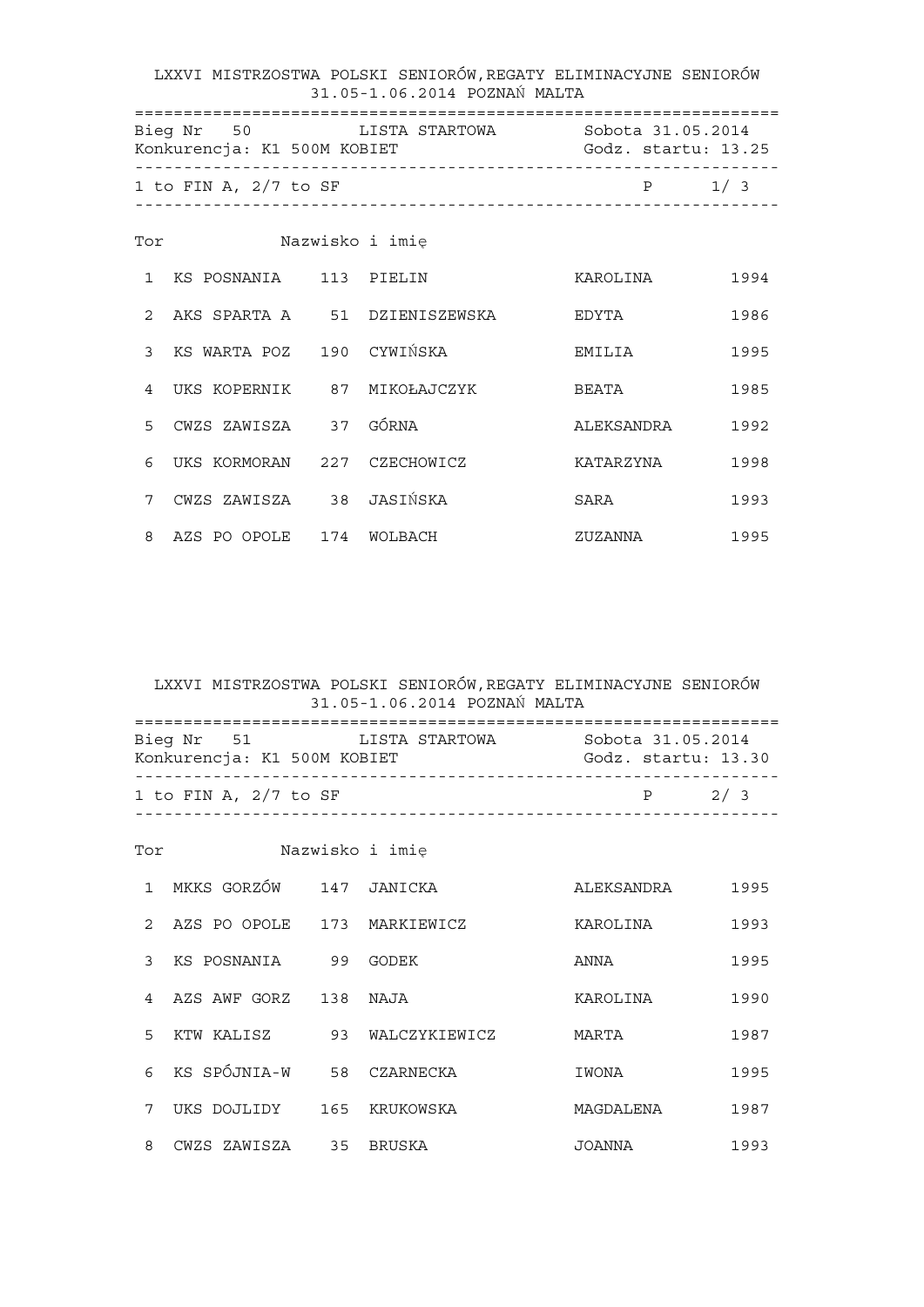LXXVI MISTRZOSTWA POLSKI SENIORÓW,REGATY ELIMINACYJNE SENIORÓW
31.05-1.06.2014 POZNAŃ MALTA

Bieg Nr 50 LISTA STARTOWA Sobota 31.05.2014
Konkurencja: K1 500M KOBIET Godz. startu: 13.25

1 to FIN A, 2/7 to SF P 1/ 3

| Tor | | Nazwisko i imię | | | |
|---|---|---|---|---|---|
| 1 | KS POSNANIA | 113 | PIELIN | KAROLINA | 1994 |
| 2 | AKS SPARTA A | 51 | DZIENISZEWSKA | EDYTA | 1986 |
| 3 | KS WARTA POZ | 190 | CYWIŃSKA | EMILIA | 1995 |
| 4 | UKS KOPERNIK | 87 | MIKOŁAJCZYK | BEATA | 1985 |
| 5 | CWZS ZAWISZA | 37 | GÓRNA | ALEKSANDRA | 1992 |
| 6 | UKS KORMORAN | 227 | CZECHOWICZ | KATARZYNA | 1998 |
| 7 | CWZS ZAWISZA | 38 | JASIŃSKA | SARA | 1993 |
| 8 | AZS PO OPOLE | 174 | WOLBACH | ZUZANNA | 1995 |

LXXVI MISTRZOSTWA POLSKI SENIORÓW,REGATY ELIMINACYJNE SENIORÓW
31.05-1.06.2014 POZNAŃ MALTA

Bieg Nr 51 LISTA STARTOWA Sobota 31.05.2014
Konkurencja: K1 500M KOBIET Godz. startu: 13.30

1 to FIN A, 2/7 to SF P 2/ 3

| Tor | | Nazwisko i imię | | | |
|---|---|---|---|---|---|
| 1 | MKKS GORZÓW | 147 | JANICKA | ALEKSANDRA | 1995 |
| 2 | AZS PO OPOLE | 173 | MARKIEWICZ | KAROLINA | 1993 |
| 3 | KS POSNANIA | 99 | GODEK | ANNA | 1995 |
| 4 | AZS AWF GORZ | 138 | NAJA | KAROLINA | 1990 |
| 5 | KTW KALISZ | 93 | WALCZYKIEWICZ | MARTA | 1987 |
| 6 | KS SPÓJNIA-W | 58 | CZARNECKA | IWONA | 1995 |
| 7 | UKS DOJLIDY | 165 | KRUKOWSKA | MAGDALENA | 1987 |
| 8 | CWZS ZAWISZA | 35 | BRUSKA | JOANNA | 1993 |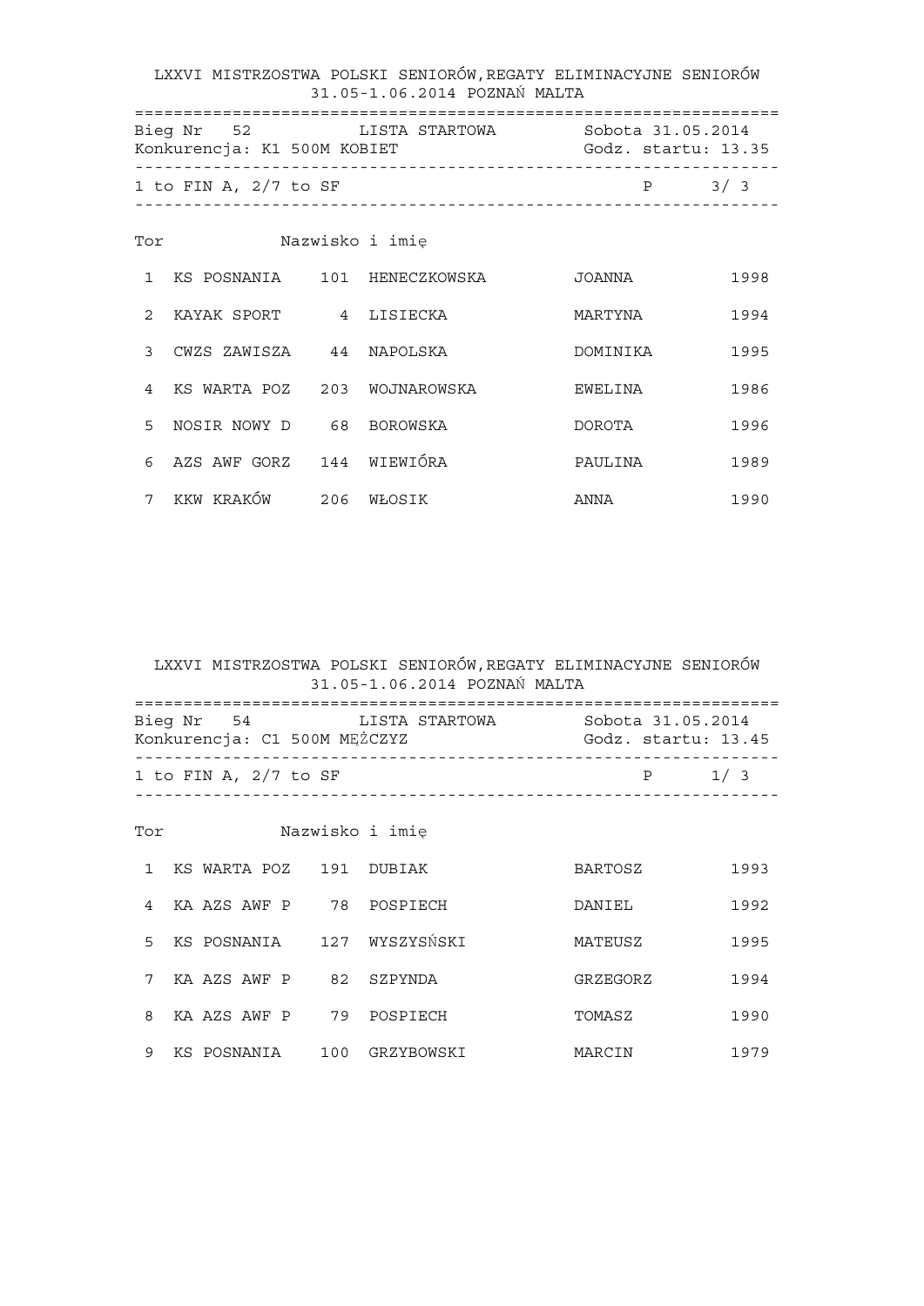LXXVI MISTRZOSTWA POLSKI SENIORÓW,REGATY ELIMINACYJNE SENIORÓW
31.05-1.06.2014 POZNAŃ MALTA

Bieg Nr 52 LISTA STARTOWA Sobota 31.05.2014
Konkurencja: K1 500M KOBIET Godz. startu: 13.35

1 to FIN A, 2/7 to SF P 3/ 3

| Tor | | | Nazwisko i imię | | |
|---|---|---|---|---|---|
| 1 | KS POSNANIA | 101 | HENECZKOWSKA | JOANNA | 1998 |
| 2 | KAYAK SPORT | 4 | LISIECKA | MARTYNA | 1994 |
| 3 | CWZS ZAWISZA | 44 | NAPOLSKA | DOMINIKA | 1995 |
| 4 | KS WARTA POZ | 203 | WOJNAROWSKA | EWELINA | 1986 |
| 5 | NOSIR NOWY D | 68 | BOROWSKA | DOROTA | 1996 |
| 6 | AZS AWF GORZ | 144 | WIEWIÓRA | PAULINA | 1989 |
| 7 | KKW KRAKÓW | 206 | WŁOSIK | ANNA | 1990 |

LXXVI MISTRZOSTWA POLSKI SENIORÓW,REGATY ELIMINACYJNE SENIORÓW
31.05-1.06.2014 POZNAŃ MALTA

Bieg Nr 54 LISTA STARTOWA Sobota 31.05.2014
Konkurencja: C1 500M MĘŻCZYZ Godz. startu: 13.45

1 to FIN A, 2/7 to SF P 1/ 3

| Tor | | | Nazwisko i imię | | |
|---|---|---|---|---|---|
| 1 | KS WARTA POZ | 191 | DUBIAK | BARTOSZ | 1993 |
| 4 | KA AZS AWF P | 78 | POSPIECH | DANIEL | 1992 |
| 5 | KS POSNANIA | 127 | WYSZYSŃSKI | MATEUSZ | 1995 |
| 7 | KA AZS AWF P | 82 | SZPYNDA | GRZEGORZ | 1994 |
| 8 | KA AZS AWF P | 79 | POSPIECH | TOMASZ | 1990 |
| 9 | KS POSNANIA | 100 | GRZYBOWSKI | MARCIN | 1979 |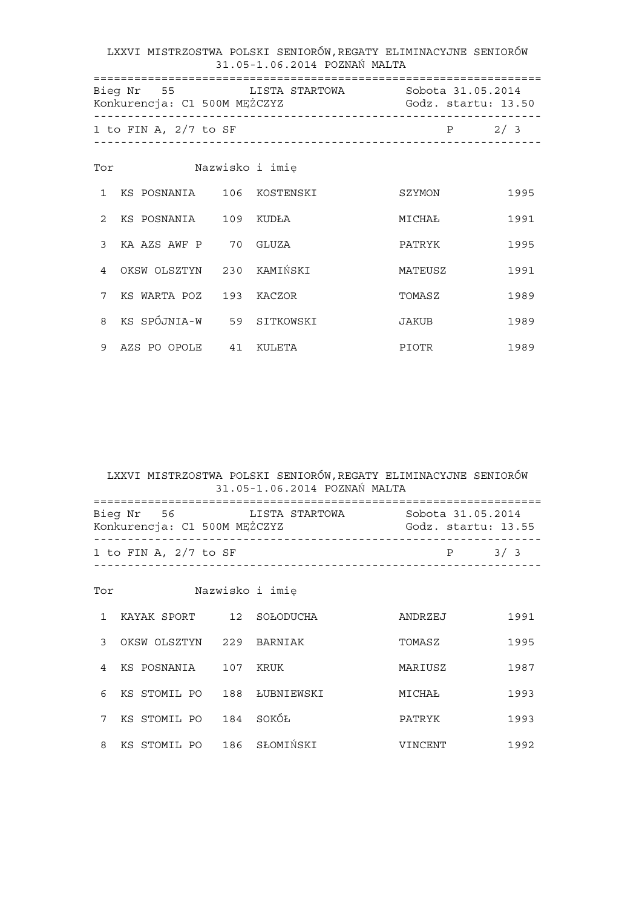LXXVI MISTRZOSTWA POLSKI SENIORÓW,REGATY ELIMINACYJNE SENIORÓW
31.05-1.06.2014 POZNAŃ MALTA

Bieg Nr 55 LISTA STARTOWA Sobota 31.05.2014
Konkurencja: C1 500M MĘŻCZYZ Godz. startu: 13.50

1 to FIN A, 2/7 to SF P 2/ 3

| Tor | | | Nazwisko i imię | | |
|---|---|---|---|---|---|
| 1 | KS POSNANIA | 106 | KOSTENSKI | SZYMON | 1995 |
| 2 | KS POSNANIA | 109 | KUDŁA | MICHAŁ | 1991 |
| 3 | KA AZS AWF P | 70 | GLUZA | PATRYK | 1995 |
| 4 | OKSW OLSZTYN | 230 | KAMIŃSKI | MATEUSZ | 1991 |
| 7 | KS WARTA POZ | 193 | KACZOR | TOMASZ | 1989 |
| 8 | KS SPÓJNIA-W | 59 | SITKOWSKI | JAKUB | 1989 |
| 9 | AZS PO OPOLE | 41 | KULETA | PIOTR | 1989 |

LXXVI MISTRZOSTWA POLSKI SENIORÓW,REGATY ELIMINACYJNE SENIORÓW
31.05-1.06.2014 POZNAŃ MALTA

Bieg Nr 56 LISTA STARTOWA Sobota 31.05.2014
Konkurencja: C1 500M MĘŻCZYZ Godz. startu: 13.55

1 to FIN A, 2/7 to SF P 3/ 3

| Tor | | | Nazwisko i imię | | |
|---|---|---|---|---|---|
| 1 | KAYAK SPORT | 12 | SOŁODUCHA | ANDRZEJ | 1991 |
| 3 | OKSW OLSZTYN | 229 | BARNIAK | TOMASZ | 1995 |
| 4 | KS POSNANIA | 107 | KRUK | MARIUSZ | 1987 |
| 6 | KS STOMIL PO | 188 | ŁUBNIEWSKI | MICHAŁ | 1993 |
| 7 | KS STOMIL PO | 184 | SOKÓŁ | PATRYK | 1993 |
| 8 | KS STOMIL PO | 186 | SŁOMIŃSKI | VINCENT | 1992 |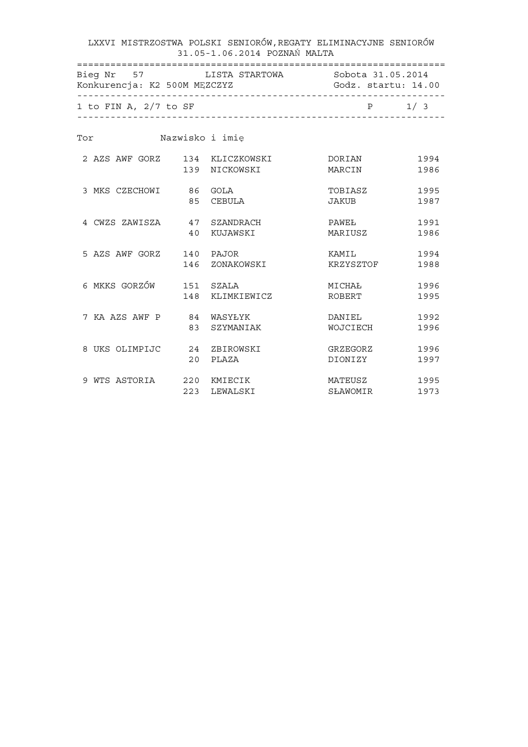LXXVI MISTRZOSTWA POLSKI SENIORÓW,REGATY ELIMINACYJNE SENIORÓW
31.05-1.06.2014 POZNAŃ MALTA

Bieg Nr 57 LISTA STARTOWA Sobota 31.05.2014
Konkurencja: K2 500M MĘZCZYZ Godz. startu: 14.00

1 to FIN A, 2/7 to SF P 1/ 3

| Tor | Klub | Nr | Nazwisko i imię | | Rok |
|---|---|---|---|---|---|
| 2 | AZS AWF GORZ | 134 | KLICZKOWSKI | DORIAN | 1994 |
| | | 139 | NICKOWSKI | MARCIN | 1986 |
| 3 | MKS CZECHOWI | 86 | GOLA | TOBIASZ | 1995 |
| | | 85 | CEBULA | JAKUB | 1987 |
| 4 | CWZS ZAWISZA | 47 | SZANDRACH | PAWEŁ | 1991 |
| | | 40 | KUJAWSKI | MARIUSZ | 1986 |
| 5 | AZS AWF GORZ | 140 | PAJOR | KAMIL | 1994 |
| | | 146 | ZONAKOWSKI | KRZYSZTOF | 1988 |
| 6 | MKKS GORZÓW | 151 | SZALA | MICHAŁ | 1996 |
| | | 148 | KLIMKIEWICZ | ROBERT | 1995 |
| 7 | KA AZS AWF P | 84 | WASYŁYK | DANIEL | 1992 |
| | | 83 | SZYMANIAK | WOJCIECH | 1996 |
| 8 | UKS OLIMPIJC | 24 | ZBIROWSKI | GRZEGORZ | 1996 |
| | | 20 | PLAZA | DIONIZY | 1997 |
| 9 | WTS ASTORIA | 220 | KMIECIK | MATEUSZ | 1995 |
| | | 223 | LEWALSKI | SŁAWOMIR | 1973 |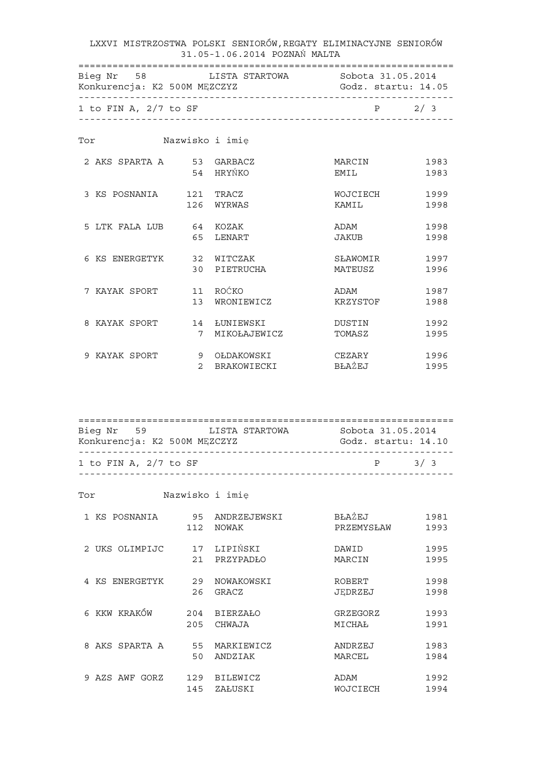LXXVI MISTRZOSTWA POLSKI SENIORÓW,REGATY ELIMINACYJNE SENIORÓW
31.05-1.06.2014 POZNAŃ MALTA

Bieg Nr 58 LISTA STARTOWA Sobota 31.05.2014
Konkurencja: K2 500M MĘZCZYZ Godz. startu: 14.05

1 to FIN A, 2/7 to SF P 2/ 3

| Tor | | Nazwisko i imię | | |
|---|---|---|---|---|
| 2 AKS SPARTA A | 53 | GARBACZ | MARCIN | 1983 |
| | 54 | HRYŃKO | EMIL | 1983 |
| 3 KS POSNANIA | 121 | TRACZ | WOJCIECH | 1999 |
| | 126 | WYRWAS | KAMIL | 1998 |
| 5 LTK FALA LUB | 64 | KOZAK | ADAM | 1998 |
| | 65 | LENART | JAKUB | 1998 |
| 6 KS ENERGETYK | 32 | WITCZAK | SŁAWOMIR | 1997 |
| | 30 | PIETRUCHA | MATEUSZ | 1996 |
| 7 KAYAK SPORT | 11 | ROĆKO | ADAM | 1987 |
| | 13 | WRONIEWICZ | KRZYSTOF | 1988 |
| 8 KAYAK SPORT | 14 | ŁUNIEWSKI | DUSTIN | 1992 |
| | 7 | MIKOŁAJEWICZ | TOMASZ | 1995 |
| 9 KAYAK SPORT | 9 | OŁDAKOWSKI | CEZARY | 1996 |
| | 2 | BRAKOWIECKI | BŁAŻEJ | 1995 |

Bieg Nr 59 LISTA STARTOWA Sobota 31.05.2014
Konkurencja: K2 500M MĘZCZYZ Godz. startu: 14.10

1 to FIN A, 2/7 to SF P 3/ 3

| Tor | | Nazwisko i imię | | |
|---|---|---|---|---|
| 1 KS POSNANIA | 95 | ANDRZEJEWSKI | BŁAŻEJ | 1981 |
| | 112 | NOWAK | PRZEMYSŁAW | 1993 |
| 2 UKS OLIMPIJC | 17 | LIPIŃSKI | DAWID | 1995 |
| | 21 | PRZYPADŁO | MARCIN | 1995 |
| 4 KS ENERGETYK | 29 | NOWAKOWSKI | ROBERT | 1998 |
| | 26 | GRACZ | JĘDRZEJ | 1998 |
| 6 KKW KRAKÓW | 204 | BIERZAŁO | GRZEGORZ | 1993 |
| | 205 | CHWAJA | MICHAŁ | 1991 |
| 8 AKS SPARTA A | 55 | MARKIEWICZ | ANDRZEJ | 1983 |
| | 50 | ANDZIAK | MARCEL | 1984 |
| 9 AZS AWF GORZ | 129 | BILEWICZ | ADAM | 1992 |
| | 145 | ZAŁUSKI | WOJCIECH | 1994 |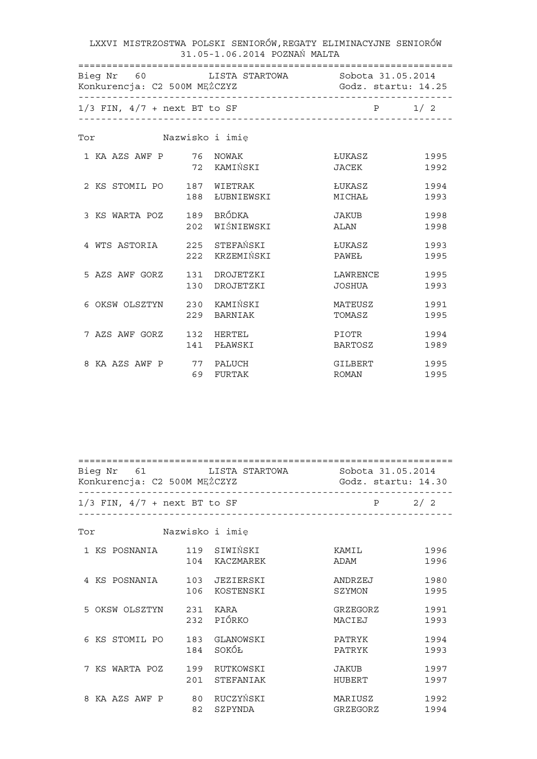LXXVI MISTRZOSTWA POLSKI SENIORÓW,REGATY ELIMINACYJNE SENIORÓW
31.05-1.06.2014 POZNAŃ MALTA

Bieg Nr 60 LISTA STARTOWA Sobota 31.05.2014
Konkurencja: C2 500M MĘŻCZYZ Godz. startu: 14.25

1/3 FIN, 4/7 + next BT to SF P 1/ 2

| Tor | Klub | Nr | Nazwisko i imię | | Rok |
|---|---|---|---|---|---|
| 1 | KA AZS AWF P | 76 | NOWAK | ŁUKASZ | 1995 |
| | | 72 | KAMIŃSKI | JACEK | 1992 |
| 2 | KS STOMIL PO | 187 | WIETRAK | ŁUKASZ | 1994 |
| | | 188 | ŁUBNIEWSKI | MICHAŁ | 1993 |
| 3 | KS WARTA POZ | 189 | BRÓDKA | JAKUB | 1998 |
| | | 202 | WIŚNIEWSKI | ALAN | 1998 |
| 4 | WTS ASTORIA | 225 | STEFAŃSKI | ŁUKASZ | 1993 |
| | | 222 | KRZEMIŃSKI | PAWEŁ | 1995 |
| 5 | AZS AWF GORZ | 131 | DROJETZKI | LAWRENCE | 1995 |
| | | 130 | DROJETZKI | JOSHUA | 1993 |
| 6 | OKSW OLSZTYN | 230 | KAMIŃSKI | MATEUSZ | 1991 |
| | | 229 | BARNIAK | TOMASZ | 1995 |
| 7 | AZS AWF GORZ | 132 | HERTEL | PIOTR | 1994 |
| | | 141 | PŁAWSKI | BARTOSZ | 1989 |
| 8 | KA AZS AWF P | 77 | PALUCH | GILBERT | 1995 |
| | | 69 | FURTAK | ROMAN | 1995 |

Bieg Nr 61 LISTA STARTOWA Sobota 31.05.2014
Konkurencja: C2 500M MĘŻCZYZ Godz. startu: 14.30

1/3 FIN, 4/7 + next BT to SF P 2/ 2

| Tor | Klub | Nr | Nazwisko i imię | | Rok |
|---|---|---|---|---|---|
| 1 | KS POSNANIA | 119 | SIWIŃSKI | KAMIL | 1996 |
| | | 104 | KACZMAREK | ADAM | 1996 |
| 4 | KS POSNANIA | 103 | JEZIERSKI | ANDRZEJ | 1980 |
| | | 106 | KOSTENSKI | SZYMON | 1995 |
| 5 | OKSW OLSZTYN | 231 | KARA | GRZEGORZ | 1991 |
| | | 232 | PIÓRKO | MACIEJ | 1993 |
| 6 | KS STOMIL PO | 183 | GLANOWSKI | PATRYK | 1994 |
| | | 184 | SOKÓŁ | PATRYK | 1993 |
| 7 | KS WARTA POZ | 199 | RUTKOWSKI | JAKUB | 1997 |
| | | 201 | STEFANIAK | HUBERT | 1997 |
| 8 | KA AZS AWF P | 80 | RUCZYŃSKI | MARIUSZ | 1992 |
| | | 82 | SZPYNDA | GRZEGORZ | 1994 |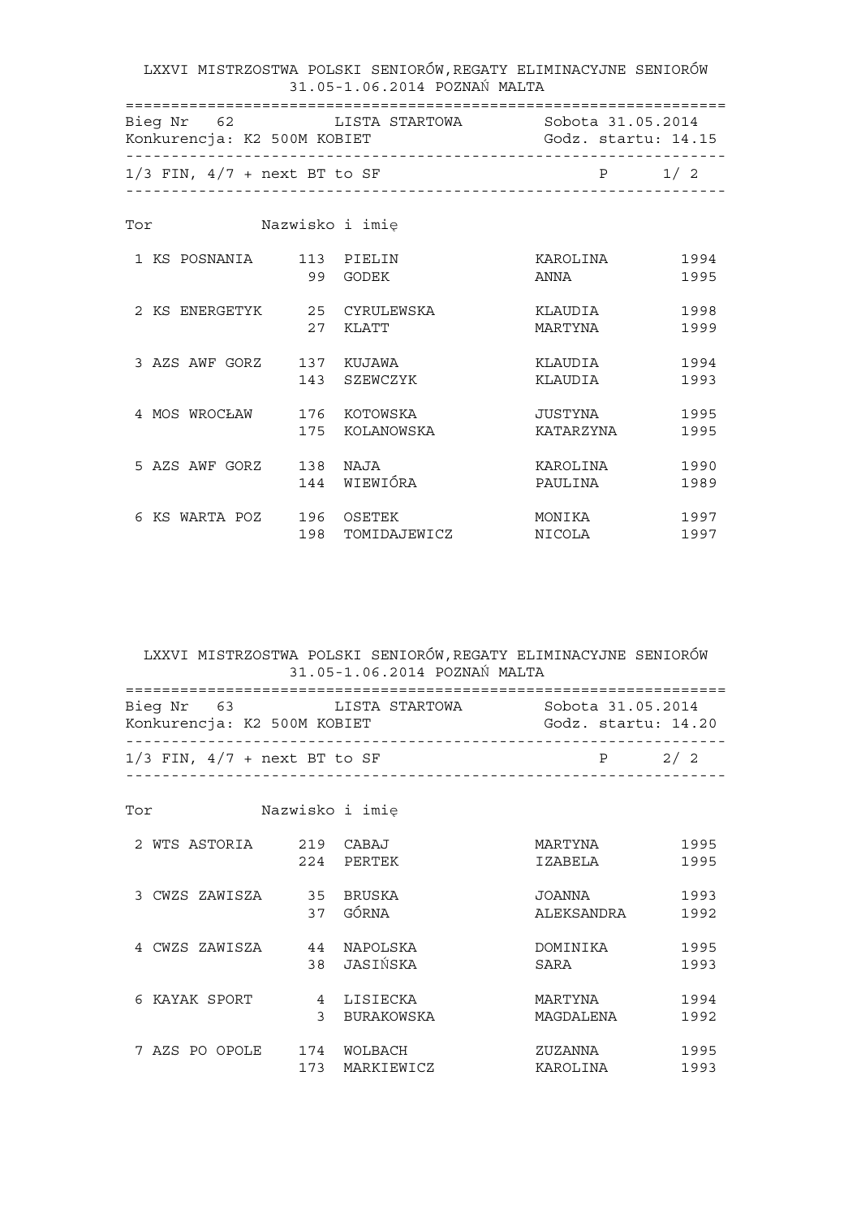LXXVI MISTRZOSTWA POLSKI SENIORÓW,REGATY ELIMINACYJNE SENIORÓW
31.05-1.06.2014 POZNAŃ MALTA

Bieg Nr 62 LISTA STARTOWA Sobota 31.05.2014
Konkurencja: K2 500M KOBIET Godz. startu: 14.15

1/3 FIN, 4/7 + next BT to SF P 1/ 2

| Tor | | Nazwisko i imię | | | |
|---|---|---|---|---|---|
| 1 | KS POSNANIA | 113 | PIELIN | KAROLINA | 1994 |
| | | 99 | GODEK | ANNA | 1995 |
| 2 | KS ENERGETYK | 25 | CYRULEWSKA | KLAUDIA | 1998 |
| | | 27 | KLATT | MARTYNA | 1999 |
| 3 | AZS AWF GORZ | 137 | KUJAWA | KLAUDIA | 1994 |
| | | 143 | SZEWCZYK | KLAUDIA | 1993 |
| 4 | MOS WROCŁAW | 176 | KOTOWSKA | JUSTYNA | 1995 |
| | | 175 | KOLANOWSKA | KATARZYNA | 1995 |
| 5 | AZS AWF GORZ | 138 | NAJA | KAROLINA | 1990 |
| | | 144 | WIEWIÓRA | PAULINA | 1989 |
| 6 | KS WARTA POZ | 196 | OSETEK | MONIKA | 1997 |
| | | 198 | TOMIDAJEWICZ | NICOLA | 1997 |

LXXVI MISTRZOSTWA POLSKI SENIORÓW,REGATY ELIMINACYJNE SENIORÓW
31.05-1.06.2014 POZNAŃ MALTA

Bieg Nr 63 LISTA STARTOWA Sobota 31.05.2014
Konkurencja: K2 500M KOBIET Godz. startu: 14.20

1/3 FIN, 4/7 + next BT to SF P 2/ 2

| Tor | | Nazwisko i imię | | | |
|---|---|---|---|---|---|
| 2 | WTS ASTORIA | 219 | CABAJ | MARTYNA | 1995 |
| | | 224 | PERTEK | IZABELA | 1995 |
| 3 | CWZS ZAWISZA | 35 | BRUSKA | JOANNA | 1993 |
| | | 37 | GÓRNA | ALEKSANDRA | 1992 |
| 4 | CWZS ZAWISZA | 44 | NAPOLSKA | DOMINIKA | 1995 |
| | | 38 | JASIŃSKA | SARA | 1993 |
| 6 | KAYAK SPORT | 4 | LISIECKA | MARTYNA | 1994 |
| | | 3 | BURAKOWSKA | MAGDALENA | 1992 |
| 7 | AZS PO OPOLE | 174 | WOLBACH | ZUZANNA | 1995 |
| | | 173 | MARKIEWICZ | KAROLINA | 1993 |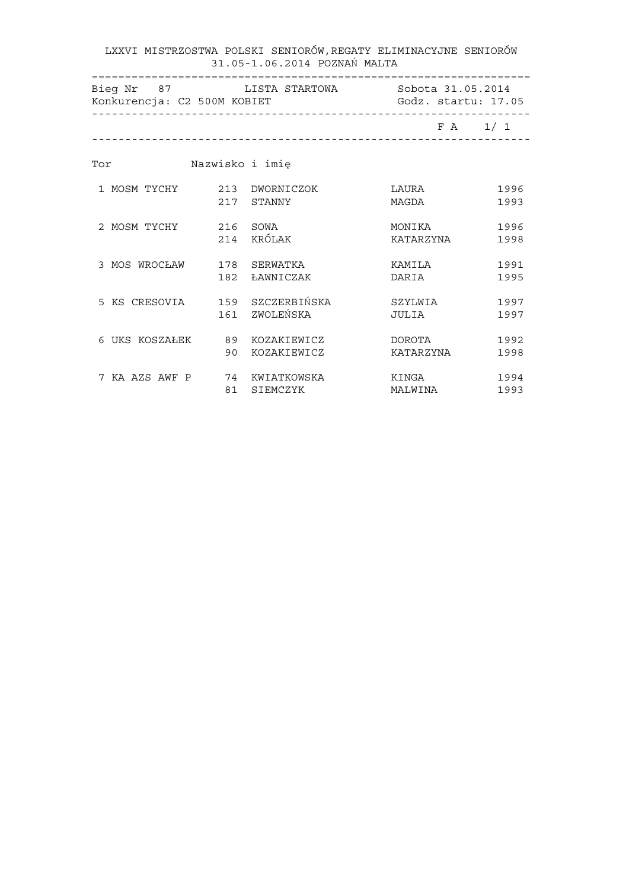LXXVI MISTRZOSTWA POLSKI SENIORÓW,REGATY ELIMINACYJNE SENIORÓW
31.05-1.06.2014 POZNAŃ MALTA

Bieg Nr 87 LISTA STARTOWA Sobota 31.05.2014
Konkurencja: C2 500M KOBIET Godz. startu: 17.05

F A 1/ 1

| Tor | | Nazwisko i imię | | |
|---|---|---|---|---|
| 1 MOSM TYCHY | 213 | DWORNICZOK | LAURA | 1996 |
| | 217 | STANNY | MAGDA | 1993 |
| 2 MOSM TYCHY | 216 | SOWA | MONIKA | 1996 |
| | 214 | KRÓLAK | KATARZYNA | 1998 |
| 3 MOS WROCŁAW | 178 | SERWATKA | KAMILA | 1991 |
| | 182 | ŁAWNICZAK | DARIA | 1995 |
| 5 KS CRESOVIA | 159 | SZCZERBIŃSKA | SZYLWIA | 1997 |
| | 161 | ZWOLEŃSKA | JULIA | 1997 |
| 6 UKS KOSZAŁEK | 89 | KOZAKIEWICZ | DOROTA | 1992 |
| | 90 | KOZAKIEWICZ | KATARZYNA | 1998 |
| 7 KA AZS AWF P | 74 | KWIATKOWSKA | KINGA | 1994 |
| | 81 | SIEMCZYK | MALWINA | 1993 |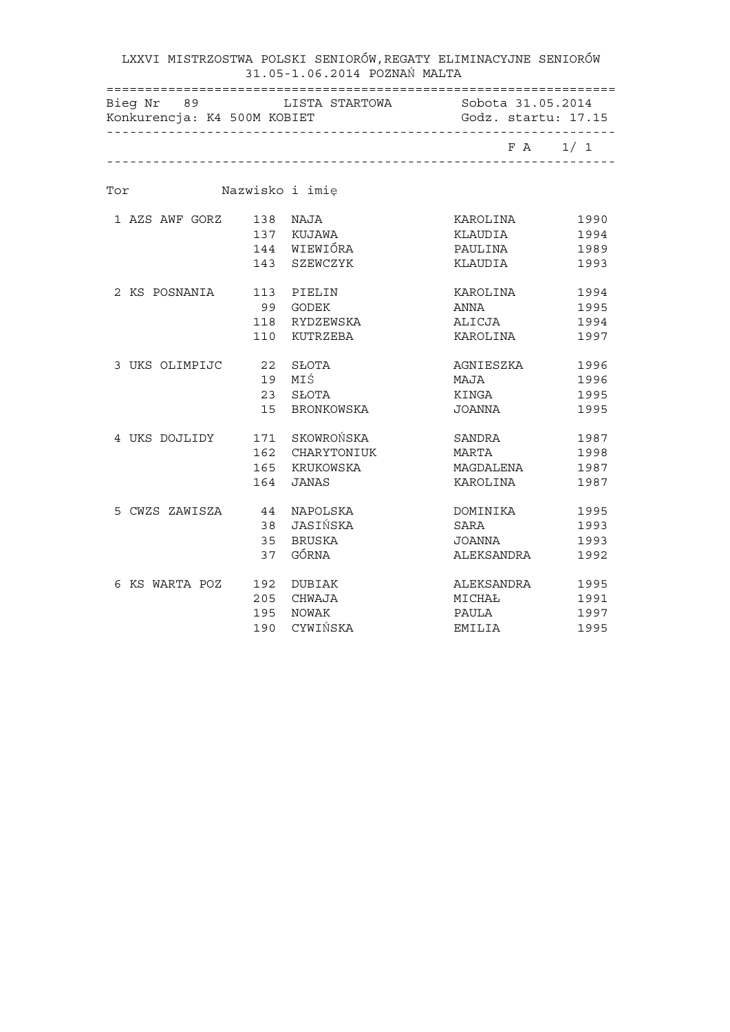LXXVI MISTRZOSTWA POLSKI SENIORÓW,REGATY ELIMINACYJNE SENIORÓW
31.05-1.06.2014 POZNAŃ MALTA

Bieg Nr 89 LISTA STARTOWA Sobota 31.05.2014
Konkurencja: K4 500M KOBIET Godz. startu: 17.15

F A 1/ 1

| Tor | | Nazwisko i imię | | |
|---|---|---|---|---|
| 1 AZS AWF GORZ | 138 | NAJA | KAROLINA | 1990 |
| | 137 | KUJAWA | KLAUDIA | 1994 |
| | 144 | WIEWIÓRA | PAULINA | 1989 |
| | 143 | SZEWCZYK | KLAUDIA | 1993 |
| 2 KS POSNANIA | 113 | PIELIN | KAROLINA | 1994 |
| | 99 | GODEK | ANNA | 1995 |
| | 118 | RYDZEWSKA | ALICJA | 1994 |
| | 110 | KUTRZEBA | KAROLINA | 1997 |
| 3 UKS OLIMPIJC | 22 | SŁOTA | AGNIESZKA | 1996 |
| | 19 | MIŚ | MAJA | 1996 |
| | 23 | SŁOTA | KINGA | 1995 |
| | 15 | BRONKOWSKA | JOANNA | 1995 |
| 4 UKS DOJLIDY | 171 | SKOWROŃSKA | SANDRA | 1987 |
| | 162 | CHARYTONIUK | MARTA | 1998 |
| | 165 | KRUKOWSKA | MAGDALENA | 1987 |
| | 164 | JANAS | KAROLINA | 1987 |
| 5 CWZS ZAWISZA | 44 | NAPOLSKA | DOMINIKA | 1995 |
| | 38 | JASIŃSKA | SARA | 1993 |
| | 35 | BRUSKA | JOANNA | 1993 |
| | 37 | GÓRNA | ALEKSANDRA | 1992 |
| 6 KS WARTA POZ | 192 | DUBIAK | ALEKSANDRA | 1995 |
| | 205 | CHWAJA | MICHAŁ | 1991 |
| | 195 | NOWAK | PAULA | 1997 |
| | 190 | CYWIŃSKA | EMILIA | 1995 |